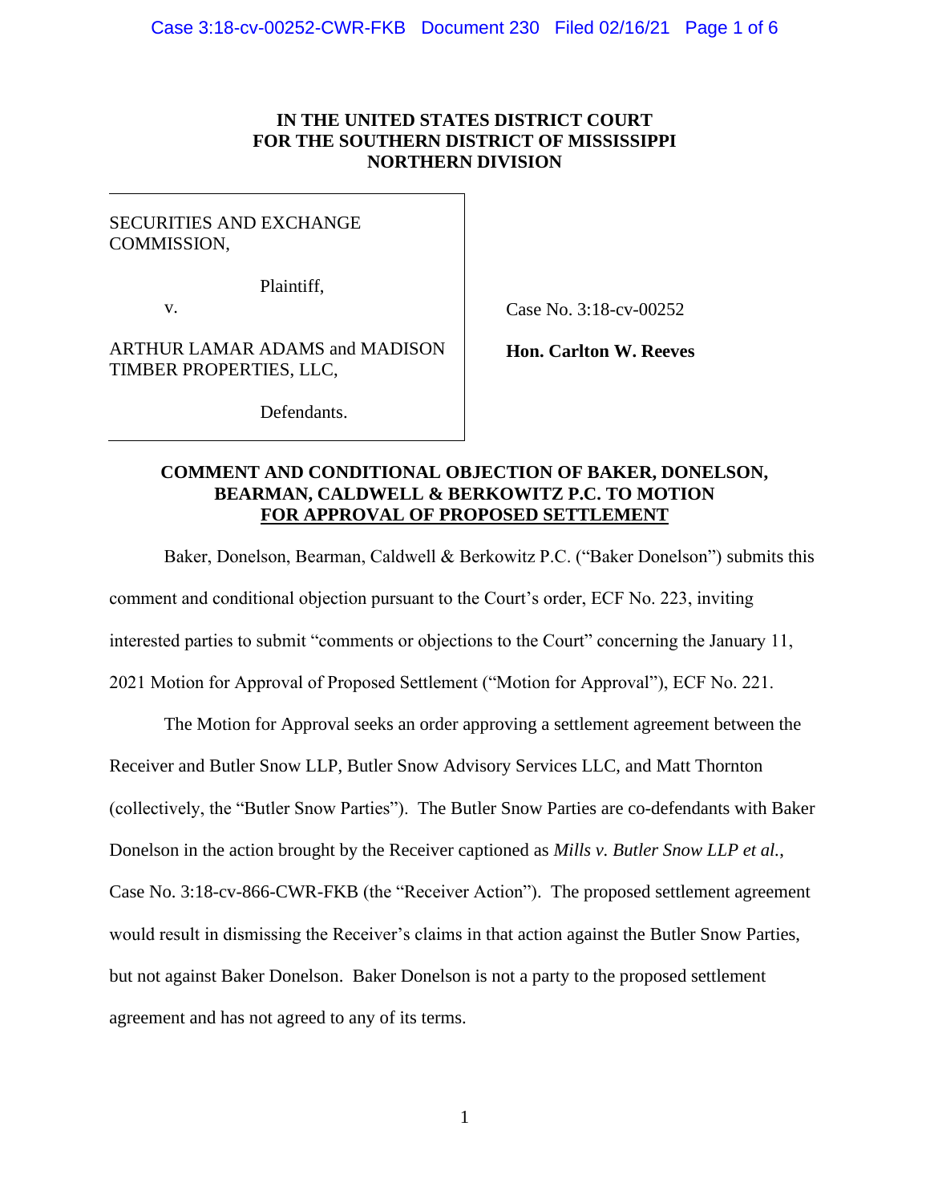**IN THE UNITED STATES DISTRICT COURT**
**FOR THE SOUTHERN DISTRICT OF MISSISSIPPI**
**NORTHERN DIVISION**

| | |
|---|---|
| SECURITIES AND EXCHANGE COMMISSION,<br><br>Plaintiff,<br><br>v.<br><br>ARTHUR LAMAR ADAMS and MADISON TIMBER PROPERTIES, LLC,<br><br>Defendants. | Case No. 3:18-cv-00252<br><br>**Hon. Carlton W. Reeves** |

**COMMENT AND CONDITIONAL OBJECTION OF BAKER, DONELSON, BEARMAN, CALDWELL & BERKOWITZ P.C. TO MOTION FOR APPROVAL OF PROPOSED SETTLEMENT**

Baker, Donelson, Bearman, Caldwell & Berkowitz P.C. ("Baker Donelson") submits this comment and conditional objection pursuant to the Court's order, ECF No. 223, inviting interested parties to submit "comments or objections to the Court" concerning the January 11, 2021 Motion for Approval of Proposed Settlement ("Motion for Approval"), ECF No. 221.

The Motion for Approval seeks an order approving a settlement agreement between the Receiver and Butler Snow LLP, Butler Snow Advisory Services LLC, and Matt Thornton (collectively, the "Butler Snow Parties"). The Butler Snow Parties are co-defendants with Baker Donelson in the action brought by the Receiver captioned as *Mills v. Butler Snow LLP et al.*, Case No. 3:18-cv-866-CWR-FKB (the "Receiver Action"). The proposed settlement agreement would result in dismissing the Receiver's claims in that action against the Butler Snow Parties, but not against Baker Donelson. Baker Donelson is not a party to the proposed settlement agreement and has not agreed to any of its terms.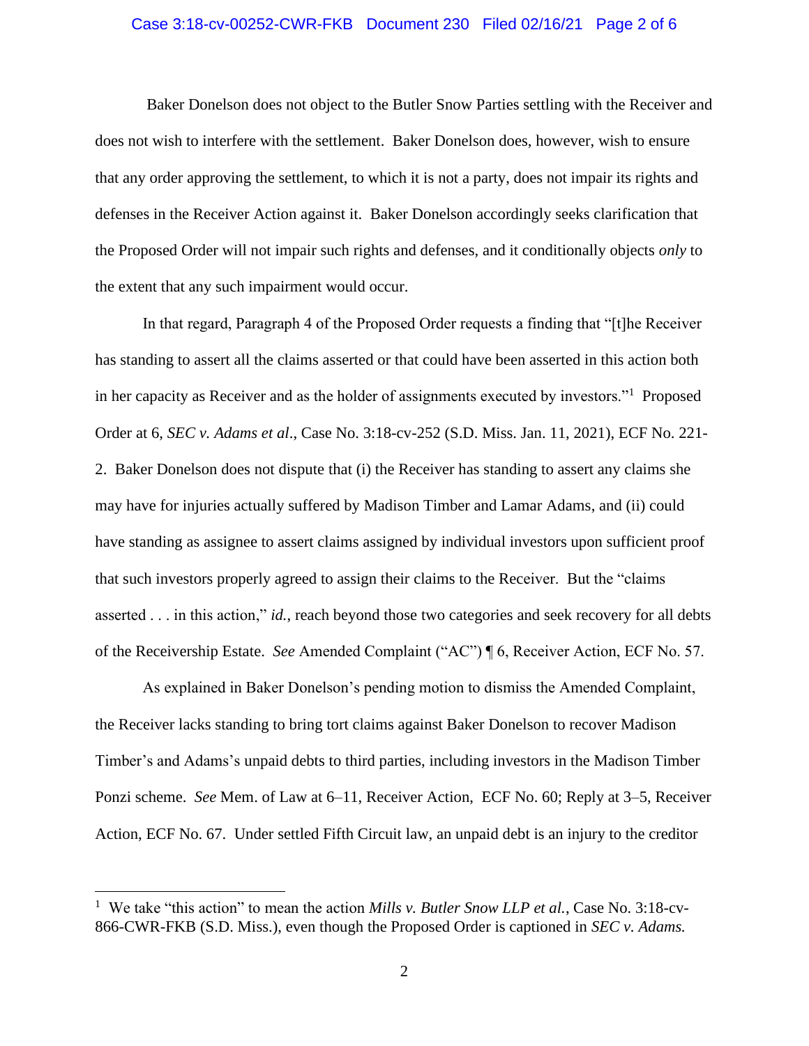Baker Donelson does not object to the Butler Snow Parties settling with the Receiver and does not wish to interfere with the settlement. Baker Donelson does, however, wish to ensure that any order approving the settlement, to which it is not a party, does not impair its rights and defenses in the Receiver Action against it. Baker Donelson accordingly seeks clarification that the Proposed Order will not impair such rights and defenses, and it conditionally objects *only* to the extent that any such impairment would occur.

In that regard, Paragraph 4 of the Proposed Order requests a finding that "[t]he Receiver has standing to assert all the claims asserted or that could have been asserted in this action both in her capacity as Receiver and as the holder of assignments executed by investors."[1] Proposed Order at 6, *SEC v. Adams et al*., Case No. 3:18-cv-252 (S.D. Miss. Jan. 11, 2021), ECF No. 221-2. Baker Donelson does not dispute that (i) the Receiver has standing to assert any claims she may have for injuries actually suffered by Madison Timber and Lamar Adams, and (ii) could have standing as assignee to assert claims assigned by individual investors upon sufficient proof that such investors properly agreed to assign their claims to the Receiver. But the "claims asserted . . . in this action," *id.*, reach beyond those two categories and seek recovery for all debts of the Receivership Estate. *See* Amended Complaint ("AC") ¶ 6, Receiver Action, ECF No. 57.

As explained in Baker Donelson's pending motion to dismiss the Amended Complaint, the Receiver lacks standing to bring tort claims against Baker Donelson to recover Madison Timber's and Adams's unpaid debts to third parties, including investors in the Madison Timber Ponzi scheme. *See* Mem. of Law at 6–11, Receiver Action, ECF No. 60; Reply at 3–5, Receiver Action, ECF No. 67. Under settled Fifth Circuit law, an unpaid debt is an injury to the creditor

[1] We take "this action" to mean the action *Mills v. Butler Snow LLP et al.*, Case No. 3:18-cv-866-CWR-FKB (S.D. Miss.), even though the Proposed Order is captioned in *SEC v. Adams.*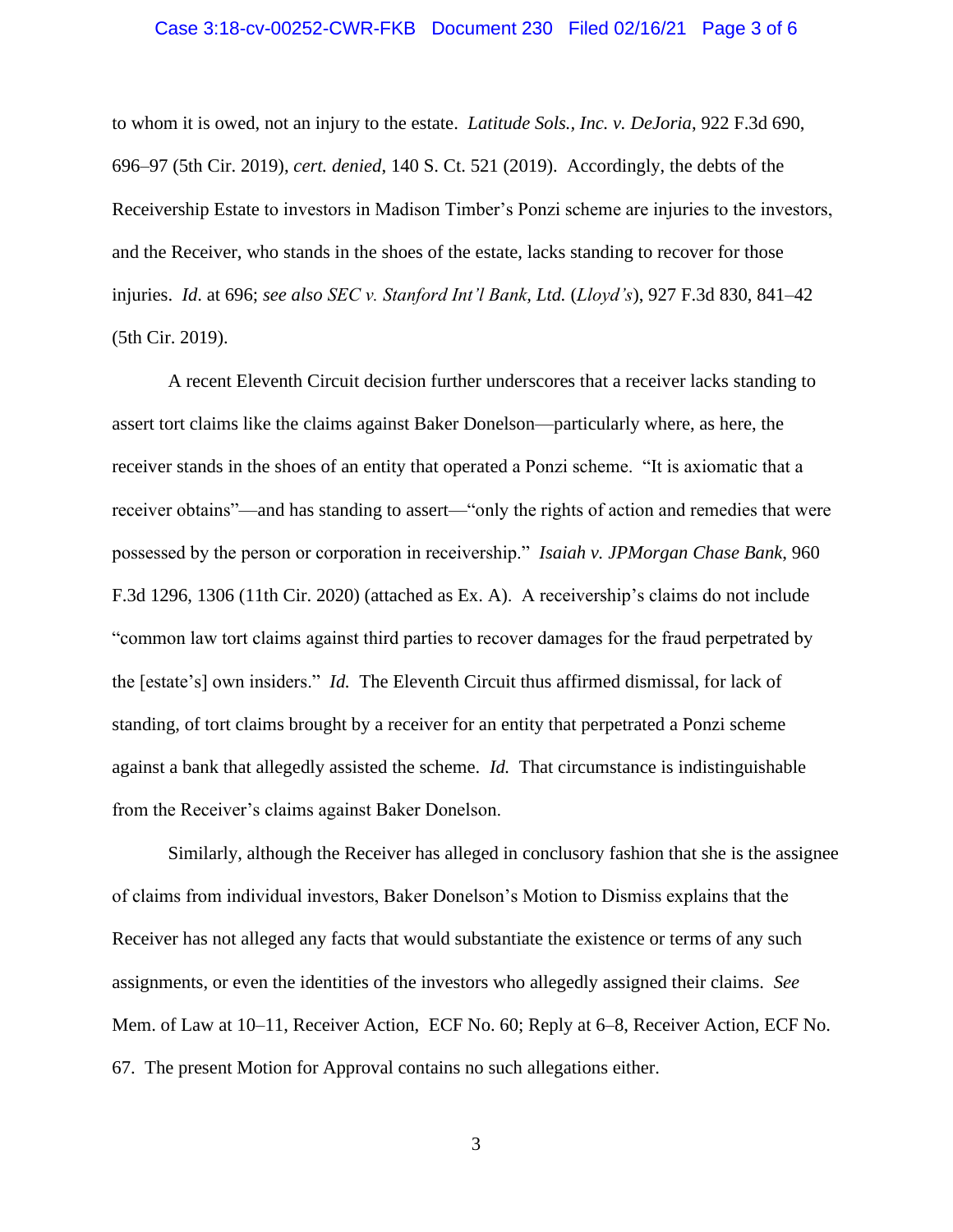to whom it is owed, not an injury to the estate. *Latitude Sols., Inc. v. DeJoria*, 922 F.3d 690, 696–97 (5th Cir. 2019), *cert. denied*, 140 S. Ct. 521 (2019). Accordingly, the debts of the Receivership Estate to investors in Madison Timber's Ponzi scheme are injuries to the investors, and the Receiver, who stands in the shoes of the estate, lacks standing to recover for those injuries. *Id.* at 696; *see also SEC v. Stanford Int'l Bank, Ltd.* (*Lloyd's*), 927 F.3d 830, 841–42 (5th Cir. 2019).

A recent Eleventh Circuit decision further underscores that a receiver lacks standing to assert tort claims like the claims against Baker Donelson—particularly where, as here, the receiver stands in the shoes of an entity that operated a Ponzi scheme. "It is axiomatic that a receiver obtains"—and has standing to assert—"only the rights of action and remedies that were possessed by the person or corporation in receivership." *Isaiah v. JPMorgan Chase Bank*, 960 F.3d 1296, 1306 (11th Cir. 2020) (attached as Ex. A). A receivership's claims do not include "common law tort claims against third parties to recover damages for the fraud perpetrated by the [estate's] own insiders." *Id.* The Eleventh Circuit thus affirmed dismissal, for lack of standing, of tort claims brought by a receiver for an entity that perpetrated a Ponzi scheme against a bank that allegedly assisted the scheme. *Id.* That circumstance is indistinguishable from the Receiver's claims against Baker Donelson.

Similarly, although the Receiver has alleged in conclusory fashion that she is the assignee of claims from individual investors, Baker Donelson's Motion to Dismiss explains that the Receiver has not alleged any facts that would substantiate the existence or terms of any such assignments, or even the identities of the investors who allegedly assigned their claims. *See* Mem. of Law at 10–11, Receiver Action, ECF No. 60; Reply at 6–8, Receiver Action, ECF No. 67. The present Motion for Approval contains no such allegations either.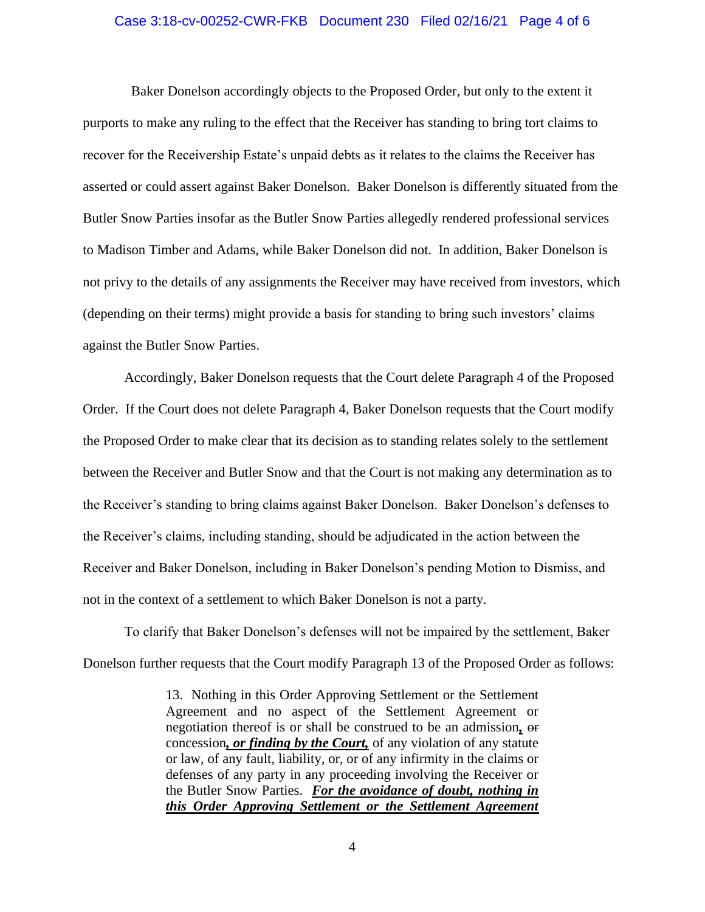Baker Donelson accordingly objects to the Proposed Order, but only to the extent it purports to make any ruling to the effect that the Receiver has standing to bring tort claims to recover for the Receivership Estate's unpaid debts as it relates to the claims the Receiver has asserted or could assert against Baker Donelson. Baker Donelson is differently situated from the Butler Snow Parties insofar as the Butler Snow Parties allegedly rendered professional services to Madison Timber and Adams, while Baker Donelson did not. In addition, Baker Donelson is not privy to the details of any assignments the Receiver may have received from investors, which (depending on their terms) might provide a basis for standing to bring such investors' claims against the Butler Snow Parties.

Accordingly, Baker Donelson requests that the Court delete Paragraph 4 of the Proposed Order. If the Court does not delete Paragraph 4, Baker Donelson requests that the Court modify the Proposed Order to make clear that its decision as to standing relates solely to the settlement between the Receiver and Butler Snow and that the Court is not making any determination as to the Receiver's standing to bring claims against Baker Donelson. Baker Donelson's defenses to the Receiver's claims, including standing, should be adjudicated in the action between the Receiver and Baker Donelson, including in Baker Donelson's pending Motion to Dismiss, and not in the context of a settlement to which Baker Donelson is not a party.

To clarify that Baker Donelson's defenses will not be impaired by the settlement, Baker Donelson further requests that the Court modify Paragraph 13 of the Proposed Order as follows:

> 13. Nothing in this Order Approving Settlement or the Settlement Agreement and no aspect of the Settlement Agreement or negotiation thereof is or shall be construed to be an admission**,** ~~or~~ concession***, or finding by the Court,*** of any violation of any statute or law, of any fault, liability, or, or of any infirmity in the claims or defenses of any party in any proceeding involving the Receiver or the Butler Snow Parties. ***For the avoidance of doubt, nothing in this Order Approving Settlement or the Settlement Agreement***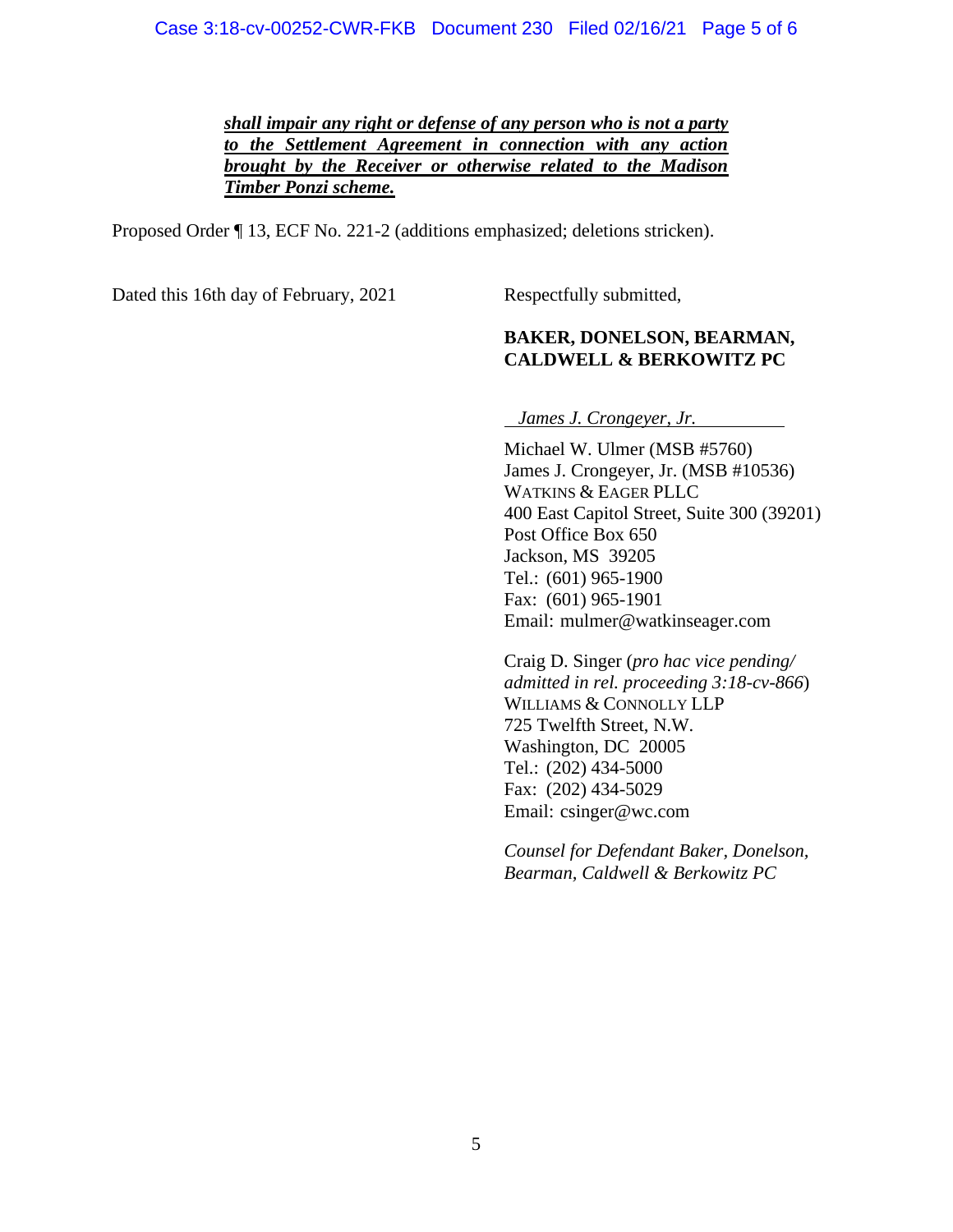***<u>shall impair any right or defense of any person who is not a party to the Settlement Agreement in connection with any action brought by the Receiver or otherwise related to the Madison Timber Ponzi scheme.</u>***

Proposed Order ¶ 13, ECF No. 221-2 (additions emphasized; deletions stricken).

Dated this 16th day of February, 2021

Respectfully submitted,

**BAKER, DONELSON, BEARMAN, CALDWELL & BERKOWITZ PC**

*James J. Crongeyer, Jr.*

Michael W. Ulmer (MSB #5760)
James J. Crongeyer, Jr. (MSB #10536)
WATKINS & EAGER PLLC
400 East Capitol Street, Suite 300 (39201)
Post Office Box 650
Jackson, MS 39205
Tel.: (601) 965-1900
Fax: (601) 965-1901
Email: mulmer@watkinseager.com

Craig D. Singer (*pro hac vice pending/ admitted in rel. proceeding 3:18-cv-866*)
WILLIAMS & CONNOLLY LLP
725 Twelfth Street, N.W.
Washington, DC 20005
Tel.: (202) 434-5000
Fax: (202) 434-5029
Email: csinger@wc.com

*Counsel for Defendant Baker, Donelson, Bearman, Caldwell & Berkowitz PC*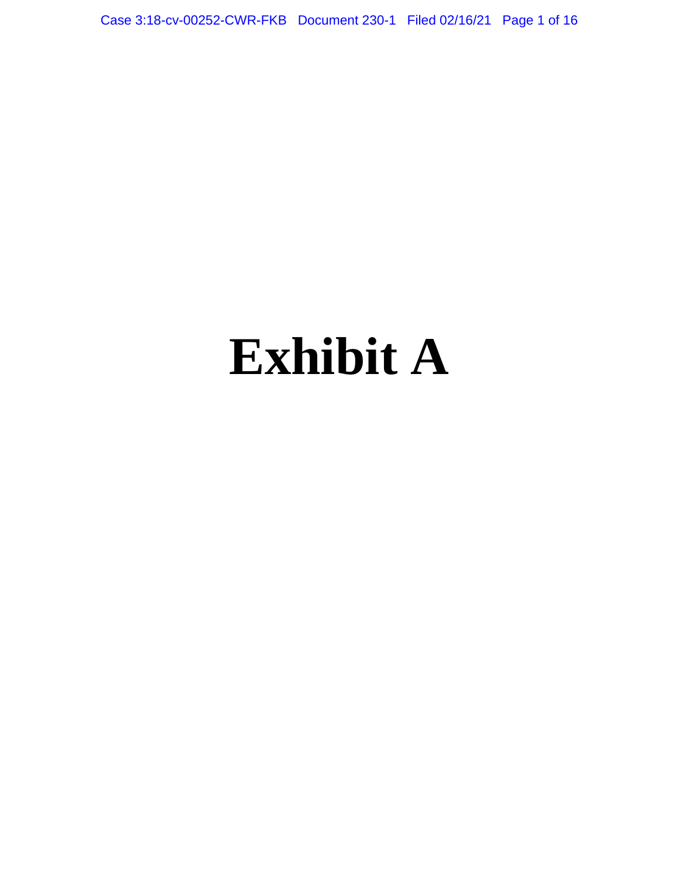# Exhibit A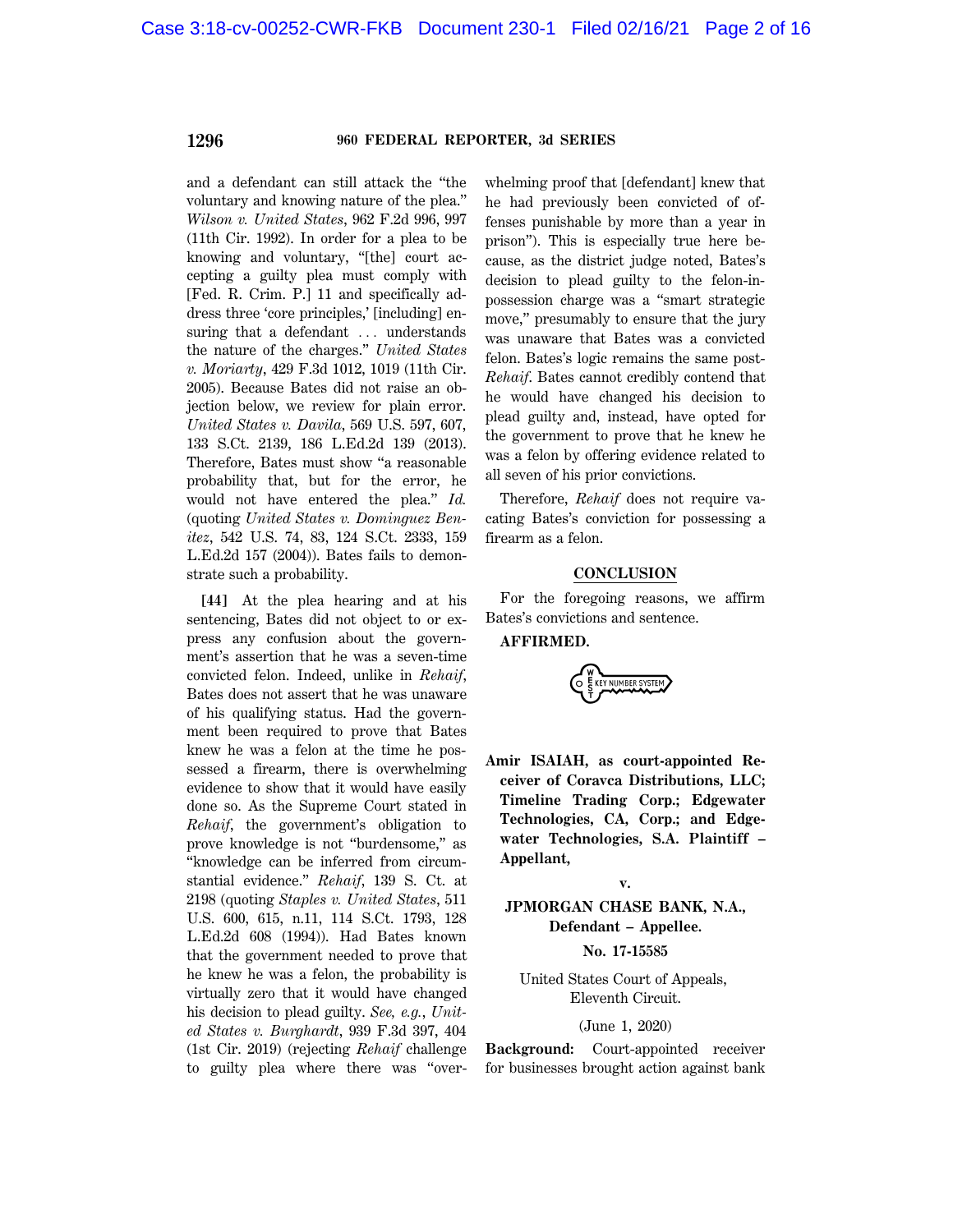and a defendant can still attack the "the voluntary and knowing nature of the plea." *Wilson v. United States*, 962 F.2d 996, 997 (11th Cir. 1992). In order for a plea to be knowing and voluntary, "[the] court accepting a guilty plea must comply with [Fed. R. Crim. P.] 11 and specifically address three 'core principles,' [including] ensuring that a defendant . . . understands the nature of the charges." *United States v. Moriarty*, 429 F.3d 1012, 1019 (11th Cir. 2005). Because Bates did not raise an objection below, we review for plain error. *United States v. Davila*, 569 U.S. 597, 607, 133 S.Ct. 2139, 186 L.Ed.2d 139 (2013). Therefore, Bates must show "a reasonable probability that, but for the error, he would not have entered the plea." *Id.* (quoting *United States v. Dominguez Benitez*, 542 U.S. 74, 83, 124 S.Ct. 2333, 159 L.Ed.2d 157 (2004)). Bates fails to demonstrate such a probability.

**[44]** At the plea hearing and at his sentencing, Bates did not object to or express any confusion about the government's assertion that he was a seven-time convicted felon. Indeed, unlike in *Rehaif*, Bates does not assert that he was unaware of his qualifying status. Had the government been required to prove that Bates knew he was a felon at the time he possessed a firearm, there is overwhelming evidence to show that it would have easily done so. As the Supreme Court stated in *Rehaif*, the government's obligation to prove knowledge is not "burdensome," as "knowledge can be inferred from circumstantial evidence." *Rehaif*, 139 S. Ct. at 2198 (quoting *Staples v. United States*, 511 U.S. 600, 615, n.11, 114 S.Ct. 1793, 128 L.Ed.2d 608 (1994)). Had Bates known that the government needed to prove that he knew he was a felon, the probability is virtually zero that it would have changed his decision to plead guilty. *See, e.g.*, *United States v. Burghardt*, 939 F.3d 397, 404 (1st Cir. 2019) (rejecting *Rehaif* challenge to guilty plea where there was "overwhelming proof that [defendant] knew that he had previously been convicted of offenses punishable by more than a year in prison"). This is especially true here because, as the district judge noted, Bates's decision to plead guilty to the felon-in-possession charge was a "smart strategic move," presumably to ensure that the jury was unaware that Bates was a convicted felon. Bates's logic remains the same post-*Rehaif*. Bates cannot credibly contend that he would have changed his decision to plead guilty and, instead, have opted for the government to prove that he knew he was a felon by offering evidence related to all seven of his prior convictions.

Therefore, *Rehaif* does not require vacating Bates's conviction for possessing a firearm as a felon.

## CONCLUSION

For the foregoing reasons, we affirm Bates's convictions and sentence.

**AFFIRMED.**

---

**Amir ISAIAH, as court-appointed Receiver of Coravca Distributions, LLC; Timeline Trading Corp.; Edgewater Technologies, CA, Corp.; and Edgewater Technologies, S.A. Plaintiff – Appellant,**

**v.**

**JPMORGAN CHASE BANK, N.A., Defendant – Appellee.**

**No. 17-15585**

United States Court of Appeals, Eleventh Circuit.

(June 1, 2020)

**Background:** Court-appointed receiver for businesses brought action against bank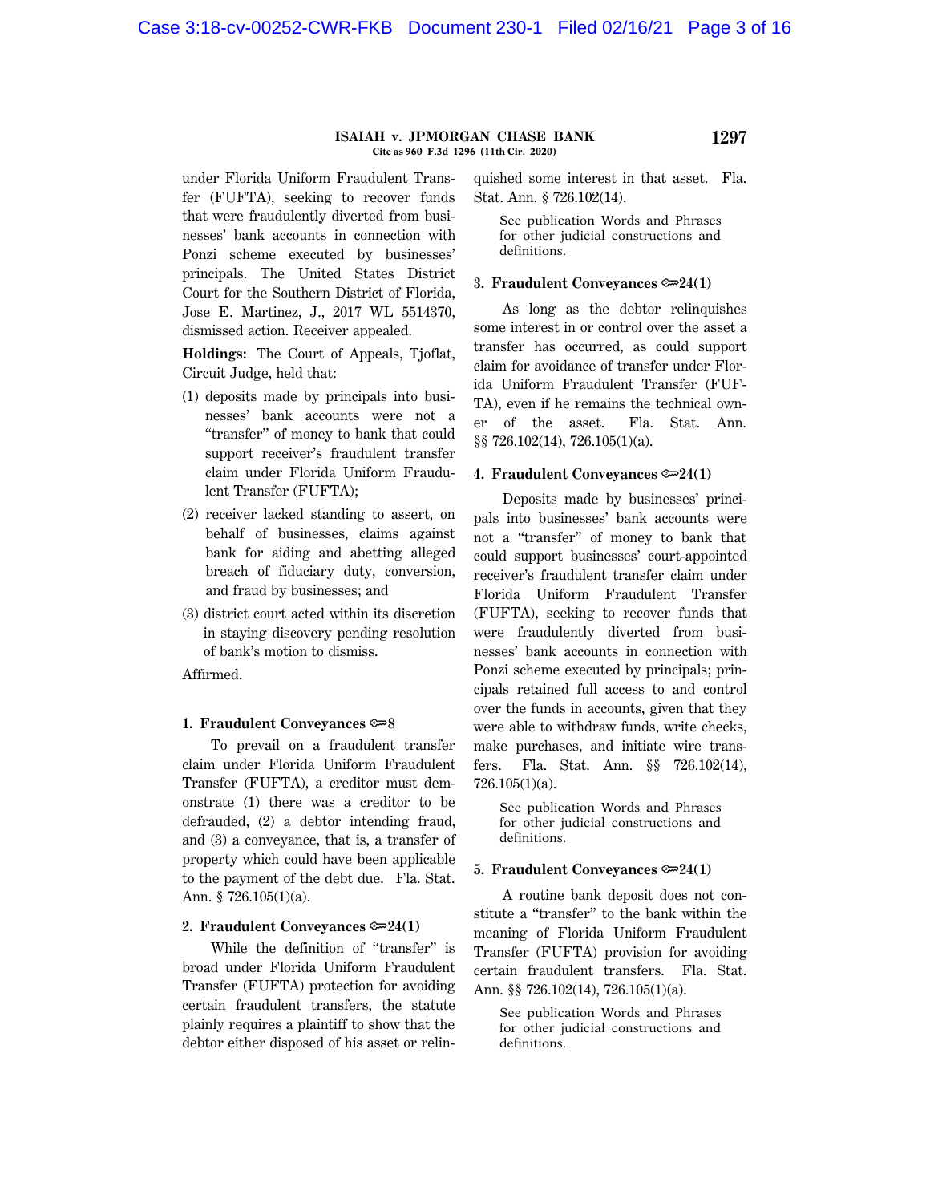under Florida Uniform Fraudulent Transfer (FUFTA), seeking to recover funds that were fraudulently diverted from businesses' bank accounts in connection with Ponzi scheme executed by businesses' principals. The United States District Court for the Southern District of Florida, Jose E. Martinez, J., 2017 WL 5514370, dismissed action. Receiver appealed.

**Holdings:** The Court of Appeals, Tjoflat, Circuit Judge, held that:

(1) deposits made by principals into businesses' bank accounts were not a "transfer" of money to bank that could support receiver's fraudulent transfer claim under Florida Uniform Fraudulent Transfer (FUFTA);

(2) receiver lacked standing to assert, on behalf of businesses, claims against bank for aiding and abetting alleged breach of fiduciary duty, conversion, and fraud by businesses; and

(3) district court acted within its discretion in staying discovery pending resolution of bank's motion to dismiss.

Affirmed.

**1. Fraudulent Conveyances ⚷8**

To prevail on a fraudulent transfer claim under Florida Uniform Fraudulent Transfer (FUFTA), a creditor must demonstrate (1) there was a creditor to be defrauded, (2) a debtor intending fraud, and (3) a conveyance, that is, a transfer of property which could have been applicable to the payment of the debt due. Fla. Stat. Ann. § 726.105(1)(a).

**2. Fraudulent Conveyances ⚷24(1)**

While the definition of "transfer" is broad under Florida Uniform Fraudulent Transfer (FUFTA) protection for avoiding certain fraudulent transfers, the statute plainly requires a plaintiff to show that the debtor either disposed of his asset or relinquished some interest in that asset. Fla. Stat. Ann. § 726.102(14).

See publication Words and Phrases for other judicial constructions and definitions.

**3. Fraudulent Conveyances ⚷24(1)**

As long as the debtor relinquishes some interest in or control over the asset a transfer has occurred, as could support claim for avoidance of transfer under Florida Uniform Fraudulent Transfer (FUFTA), even if he remains the technical owner of the asset. Fla. Stat. Ann. §§ 726.102(14), 726.105(1)(a).

**4. Fraudulent Conveyances ⚷24(1)**

Deposits made by businesses' principals into businesses' bank accounts were not a "transfer" of money to bank that could support businesses' court-appointed receiver's fraudulent transfer claim under Florida Uniform Fraudulent Transfer (FUFTA), seeking to recover funds that were fraudulently diverted from businesses' bank accounts in connection with Ponzi scheme executed by principals; principals retained full access to and control over the funds in accounts, given that they were able to withdraw funds, write checks, make purchases, and initiate wire transfers. Fla. Stat. Ann. §§ 726.102(14), 726.105(1)(a).

See publication Words and Phrases for other judicial constructions and definitions.

**5. Fraudulent Conveyances ⚷24(1)**

A routine bank deposit does not constitute a "transfer" to the bank within the meaning of Florida Uniform Fraudulent Transfer (FUFTA) provision for avoiding certain fraudulent transfers. Fla. Stat. Ann. §§ 726.102(14), 726.105(1)(a).

See publication Words and Phrases for other judicial constructions and definitions.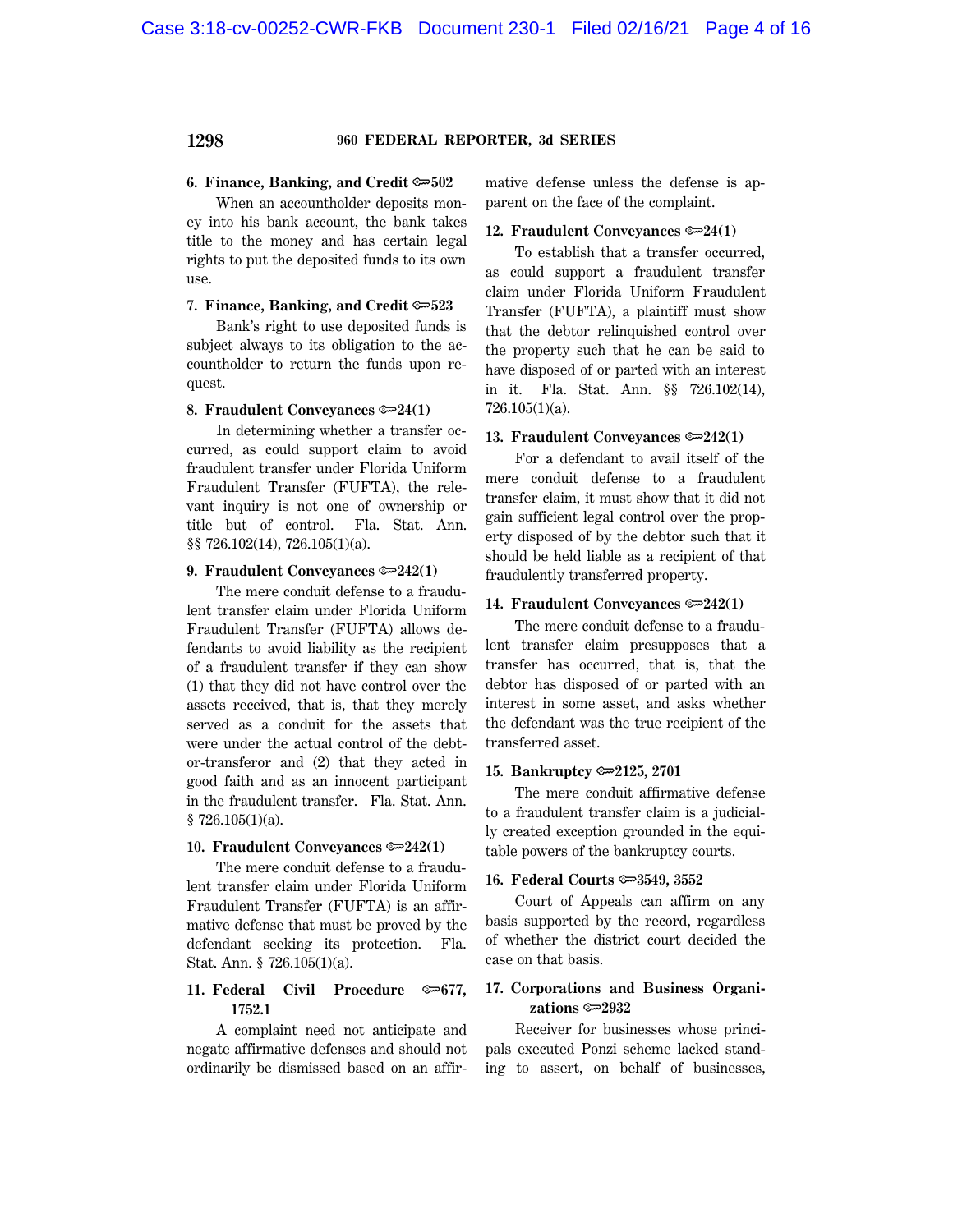**6. Finance, Banking, and Credit ⇐502**

When an accountholder deposits money into his bank account, the bank takes title to the money and has certain legal rights to put the deposited funds to its own use.

**7. Finance, Banking, and Credit ⇐523**

Bank's right to use deposited funds is subject always to its obligation to the accountholder to return the funds upon request.

**8. Fraudulent Conveyances ⇐24(1)**

In determining whether a transfer occurred, as could support claim to avoid fraudulent transfer under Florida Uniform Fraudulent Transfer (FUFTA), the relevant inquiry is not one of ownership or title but of control. Fla. Stat. Ann. §§ 726.102(14), 726.105(1)(a).

**9. Fraudulent Conveyances ⇐242(1)**

The mere conduit defense to a fraudulent transfer claim under Florida Uniform Fraudulent Transfer (FUFTA) allows defendants to avoid liability as the recipient of a fraudulent transfer if they can show (1) that they did not have control over the assets received, that is, that they merely served as a conduit for the assets that were under the actual control of the debtor-transferor and (2) that they acted in good faith and as an innocent participant in the fraudulent transfer. Fla. Stat. Ann. § 726.105(1)(a).

**10. Fraudulent Conveyances ⇐242(1)**

The mere conduit defense to a fraudulent transfer claim under Florida Uniform Fraudulent Transfer (FUFTA) is an affirmative defense that must be proved by the defendant seeking its protection. Fla. Stat. Ann. § 726.105(1)(a).

**11. Federal Civil Procedure ⇐677, 1752.1**

A complaint need not anticipate and negate affirmative defenses and should not ordinarily be dismissed based on an affirmative defense unless the defense is apparent on the face of the complaint.

**12. Fraudulent Conveyances ⇐24(1)**

To establish that a transfer occurred, as could support a fraudulent transfer claim under Florida Uniform Fraudulent Transfer (FUFTA), a plaintiff must show that the debtor relinquished control over the property such that he can be said to have disposed of or parted with an interest in it. Fla. Stat. Ann. §§ 726.102(14), 726.105(1)(a).

**13. Fraudulent Conveyances ⇐242(1)**

For a defendant to avail itself of the mere conduit defense to a fraudulent transfer claim, it must show that it did not gain sufficient legal control over the property disposed of by the debtor such that it should be held liable as a recipient of that fraudulently transferred property.

**14. Fraudulent Conveyances ⇐242(1)**

The mere conduit defense to a fraudulent transfer claim presupposes that a transfer has occurred, that is, that the debtor has disposed of or parted with an interest in some asset, and asks whether the defendant was the true recipient of the transferred asset.

**15. Bankruptcy ⇐2125, 2701**

The mere conduit affirmative defense to a fraudulent transfer claim is a judicially created exception grounded in the equitable powers of the bankruptcy courts.

**16. Federal Courts ⇐3549, 3552**

Court of Appeals can affirm on any basis supported by the record, regardless of whether the district court decided the case on that basis.

**17. Corporations and Business Organizations ⇐2932**

Receiver for businesses whose principals executed Ponzi scheme lacked standing to assert, on behalf of businesses,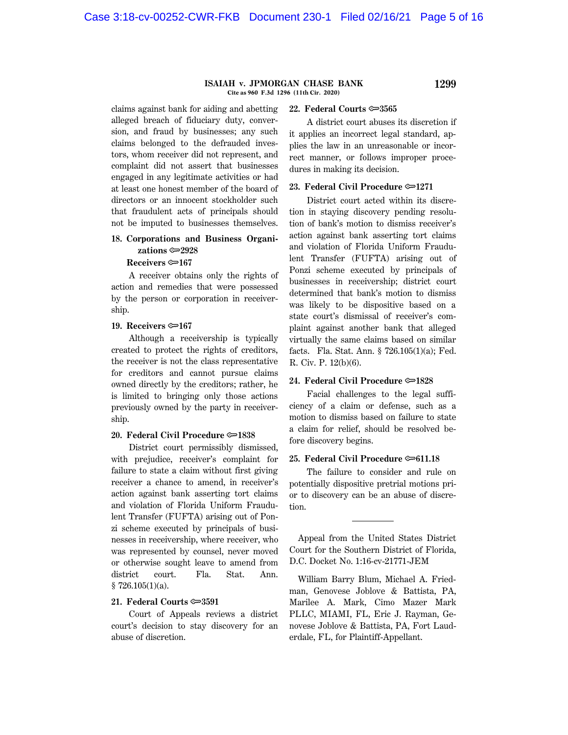claims against bank for aiding and abetting alleged breach of fiduciary duty, conversion, and fraud by businesses; any such claims belonged to the defrauded investors, whom receiver did not represent, and complaint did not assert that businesses engaged in any legitimate activities or had at least one honest member of the board of directors or an innocent stockholder such that fraudulent acts of principals should not be imputed to businesses themselves.

**18. Corporations and Business Organizations ⚷2928**

**Receivers ⚷167**

A receiver obtains only the rights of action and remedies that were possessed by the person or corporation in receivership.

**19. Receivers ⚷167**

Although a receivership is typically created to protect the rights of creditors, the receiver is not the class representative for creditors and cannot pursue claims owned directly by the creditors; rather, he is limited to bringing only those actions previously owned by the party in receivership.

**20. Federal Civil Procedure ⚷1838**

District court permissibly dismissed, with prejudice, receiver's complaint for failure to state a claim without first giving receiver a chance to amend, in receiver's action against bank asserting tort claims and violation of Florida Uniform Fraudulent Transfer (FUFTA) arising out of Ponzi scheme executed by principals of businesses in receivership, where receiver, who was represented by counsel, never moved or otherwise sought leave to amend from district court. Fla. Stat. Ann. § 726.105(1)(a).

**21. Federal Courts ⚷3591**

Court of Appeals reviews a district court's decision to stay discovery for an abuse of discretion.

**22. Federal Courts ⚷3565**

A district court abuses its discretion if it applies an incorrect legal standard, applies the law in an unreasonable or incorrect manner, or follows improper procedures in making its decision.

**23. Federal Civil Procedure ⚷1271**

District court acted within its discretion in staying discovery pending resolution of bank's motion to dismiss receiver's action against bank asserting tort claims and violation of Florida Uniform Fraudulent Transfer (FUFTA) arising out of Ponzi scheme executed by principals of businesses in receivership; district court determined that bank's motion to dismiss was likely to be dispositive based on a state court's dismissal of receiver's complaint against another bank that alleged virtually the same claims based on similar facts. Fla. Stat. Ann. § 726.105(1)(a); Fed. R. Civ. P. 12(b)(6).

**24. Federal Civil Procedure ⚷1828**

Facial challenges to the legal sufficiency of a claim or defense, such as a motion to dismiss based on failure to state a claim for relief, should be resolved before discovery begins.

**25. Federal Civil Procedure ⚷611.18**

The failure to consider and rule on potentially dispositive pretrial motions prior to discovery can be an abuse of discretion.

---

Appeal from the United States District Court for the Southern District of Florida, D.C. Docket No. 1:16-cv-21771-JEM

William Barry Blum, Michael A. Friedman, Genovese Joblove & Battista, PA, Marilee A. Mark, Cimo Mazer Mark PLLC, MIAMI, FL, Eric J. Rayman, Genovese Joblove & Battista, PA, Fort Lauderdale, FL, for Plaintiff-Appellant.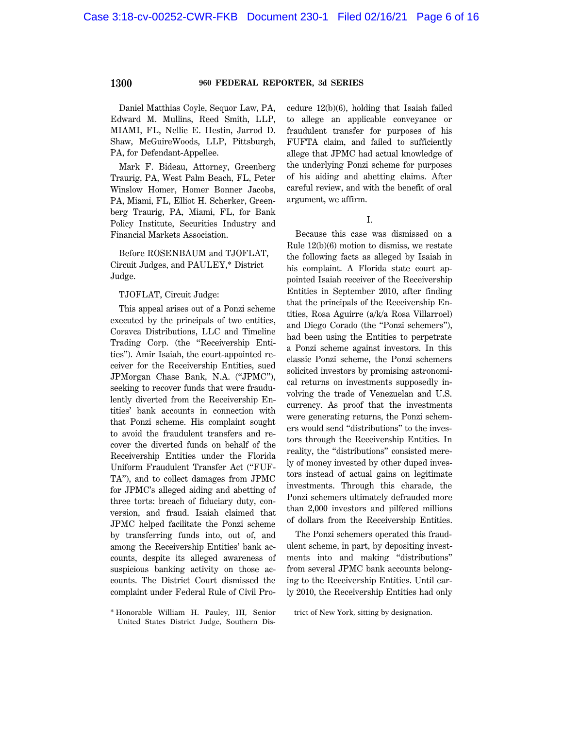Daniel Matthias Coyle, Sequor Law, PA, Edward M. Mullins, Reed Smith, LLP, MIAMI, FL, Nellie E. Hestin, Jarrod D. Shaw, McGuireWoods, LLP, Pittsburgh, PA, for Defendant-Appellee.

Mark F. Bideau, Attorney, Greenberg Traurig, PA, West Palm Beach, FL, Peter Winslow Homer, Homer Bonner Jacobs, PA, Miami, FL, Elliot H. Scherker, Greenberg Traurig, PA, Miami, FL, for Bank Policy Institute, Securities Industry and Financial Markets Association.

Before ROSENBAUM and TJOFLAT, Circuit Judges, and PAULEY,* District Judge.

TJOFLAT, Circuit Judge:

This appeal arises out of a Ponzi scheme executed by the principals of two entities, Coravca Distributions, LLC and Timeline Trading Corp. (the "Receivership Entities"). Amir Isaiah, the court-appointed receiver for the Receivership Entities, sued JPMorgan Chase Bank, N.A. ("JPMC"), seeking to recover funds that were fraudulently diverted from the Receivership Entities' bank accounts in connection with that Ponzi scheme. His complaint sought to avoid the fraudulent transfers and recover the diverted funds on behalf of the Receivership Entities under the Florida Uniform Fraudulent Transfer Act ("FUFTA"), and to collect damages from JPMC for JPMC's alleged aiding and abetting of three torts: breach of fiduciary duty, conversion, and fraud. Isaiah claimed that JPMC helped facilitate the Ponzi scheme by transferring funds into, out of, and among the Receivership Entities' bank accounts, despite its alleged awareness of suspicious banking activity on those accounts. The District Court dismissed the complaint under Federal Rule of Civil Procedure 12(b)(6), holding that Isaiah failed to allege an applicable conveyance or fraudulent transfer for purposes of his FUFTA claim, and failed to sufficiently allege that JPMC had actual knowledge of the underlying Ponzi scheme for purposes of his aiding and abetting claims. After careful review, and with the benefit of oral argument, we affirm.

## I.

Because this case was dismissed on a Rule 12(b)(6) motion to dismiss, we restate the following facts as alleged by Isaiah in his complaint. A Florida state court appointed Isaiah receiver of the Receivership Entities in September 2010, after finding that the principals of the Receivership Entities, Rosa Aguirre (a/k/a Rosa Villarroel) and Diego Corado (the "Ponzi schemers"), had been using the Entities to perpetrate a Ponzi scheme against investors. In this classic Ponzi scheme, the Ponzi schemers solicited investors by promising astronomical returns on investments supposedly involving the trade of Venezuelan and U.S. currency. As proof that the investments were generating returns, the Ponzi schemers would send "distributions" to the investors through the Receivership Entities. In reality, the "distributions" consisted merely of money invested by other duped investors instead of actual gains on legitimate investments. Through this charade, the Ponzi schemers ultimately defrauded more than 2,000 investors and pilfered millions of dollars from the Receivership Entities.

The Ponzi schemers operated this fraudulent scheme, in part, by depositing investments into and making "distributions" from several JPMC bank accounts belonging to the Receivership Entities. Until early 2010, the Receivership Entities had only

* Honorable William H. Pauley, III, Senior United States District Judge, Southern District of New York, sitting by designation.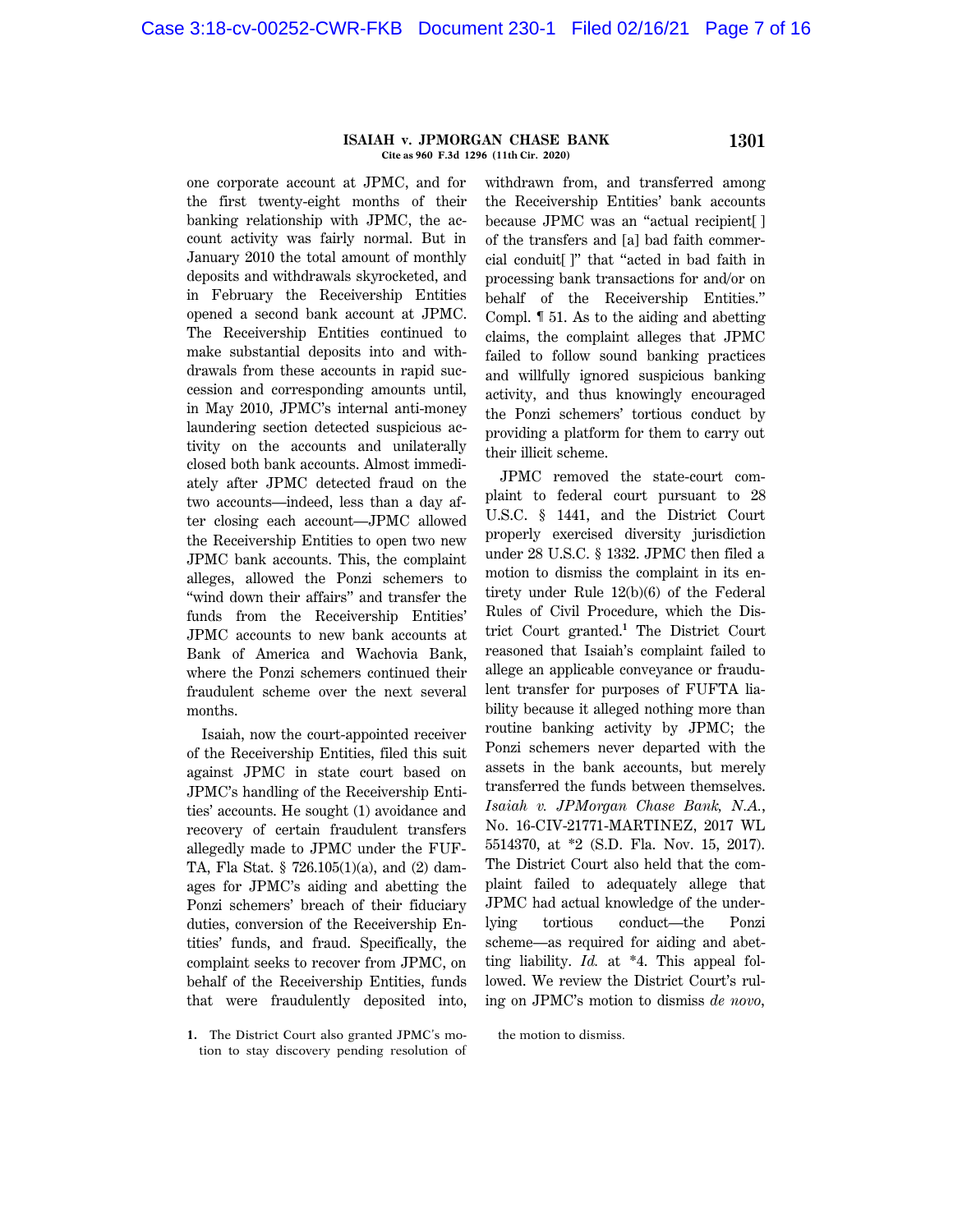one corporate account at JPMC, and for the first twenty-eight months of their banking relationship with JPMC, the account activity was fairly normal. But in January 2010 the total amount of monthly deposits and withdrawals skyrocketed, and in February the Receivership Entities opened a second bank account at JPMC. The Receivership Entities continued to make substantial deposits into and withdrawals from these accounts in rapid succession and corresponding amounts until, in May 2010, JPMC's internal anti-money laundering section detected suspicious activity on the accounts and unilaterally closed both bank accounts. Almost immediately after JPMC detected fraud on the two accounts—indeed, less than a day after closing each account—JPMC allowed the Receivership Entities to open two new JPMC bank accounts. This, the complaint alleges, allowed the Ponzi schemers to "wind down their affairs" and transfer the funds from the Receivership Entities' JPMC accounts to new bank accounts at Bank of America and Wachovia Bank, where the Ponzi schemers continued their fraudulent scheme over the next several months.

Isaiah, now the court-appointed receiver of the Receivership Entities, filed this suit against JPMC in state court based on JPMC's handling of the Receivership Entities' accounts. He sought (1) avoidance and recovery of certain fraudulent transfers allegedly made to JPMC under the FUFTA, Fla Stat. § 726.105(1)(a), and (2) damages for JPMC's aiding and abetting the Ponzi schemers' breach of their fiduciary duties, conversion of the Receivership Entities' funds, and fraud. Specifically, the complaint seeks to recover from JPMC, on behalf of the Receivership Entities, funds that were fraudulently deposited into, withdrawn from, and transferred among the Receivership Entities' bank accounts because JPMC was an "actual recipient[ ] of the transfers and [a] bad faith commercial conduit[ ]" that "acted in bad faith in processing bank transactions for and/or on behalf of the Receivership Entities." Compl. ¶ 51. As to the aiding and abetting claims, the complaint alleges that JPMC failed to follow sound banking practices and willfully ignored suspicious banking activity, and thus knowingly encouraged the Ponzi schemers' tortious conduct by providing a platform for them to carry out their illicit scheme.

JPMC removed the state-court complaint to federal court pursuant to 28 U.S.C. § 1441, and the District Court properly exercised diversity jurisdiction under 28 U.S.C. § 1332. JPMC then filed a motion to dismiss the complaint in its entirety under Rule 12(b)(6) of the Federal Rules of Civil Procedure, which the District Court granted.[1] The District Court reasoned that Isaiah's complaint failed to allege an applicable conveyance or fraudulent transfer for purposes of FUFTA liability because it alleged nothing more than routine banking activity by JPMC; the Ponzi schemers never departed with the assets in the bank accounts, but merely transferred the funds between themselves. *Isaiah v. JPMorgan Chase Bank, N.A.*, No. 16-CIV-21771-MARTINEZ, 2017 WL 5514370, at *2 (S.D. Fla. Nov. 15, 2017). The District Court also held that the complaint failed to adequately allege that JPMC had actual knowledge of the underlying tortious conduct—the Ponzi scheme—as required for aiding and abetting liability. *Id.* at *4. This appeal followed. We review the District Court's ruling on JPMC's motion to dismiss *de novo*,

1. The District Court also granted JPMC's motion to stay discovery pending resolution of the motion to dismiss.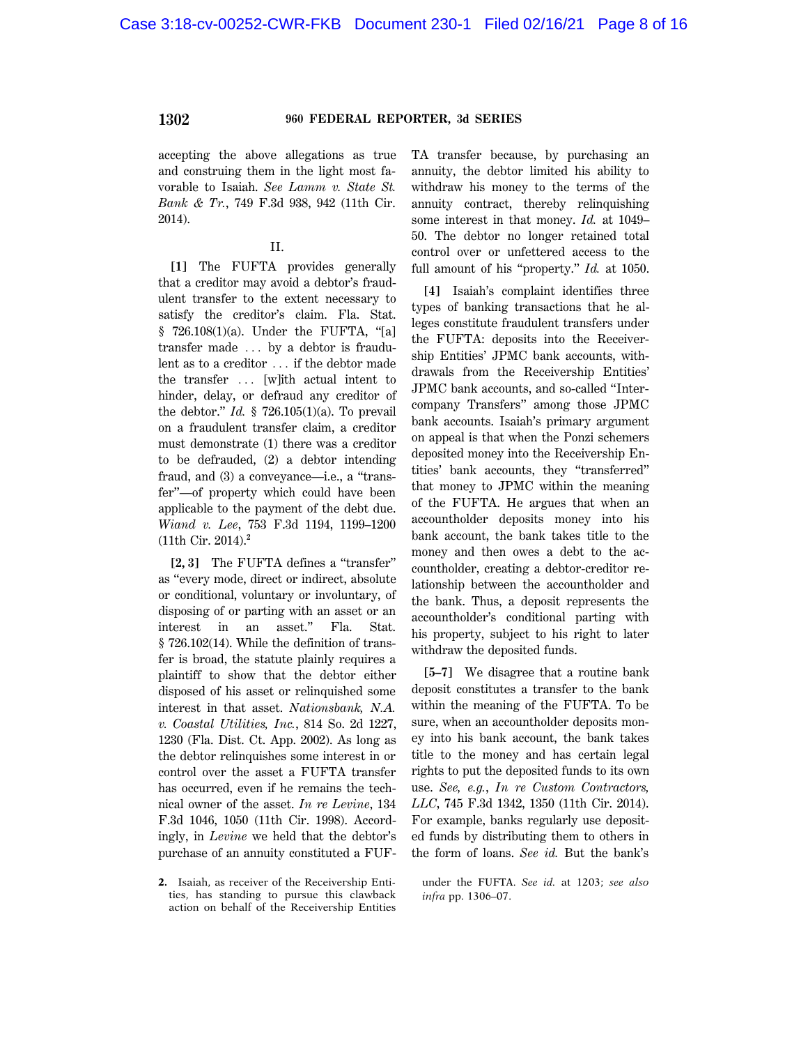accepting the above allegations as true and construing them in the light most favorable to Isaiah. *See Lamm v. State St. Bank & Tr.*, 749 F.3d 938, 942 (11th Cir. 2014).

II.

**[1]** The FUFTA provides generally that a creditor may avoid a debtor's fraudulent transfer to the extent necessary to satisfy the creditor's claim. Fla. Stat. § 726.108(1)(a). Under the FUFTA, "[a] transfer made … by a debtor is fraudulent as to a creditor … if the debtor made the transfer … [w]ith actual intent to hinder, delay, or defraud any creditor of the debtor." *Id.* § 726.105(1)(a). To prevail on a fraudulent transfer claim, a creditor must demonstrate (1) there was a creditor to be defrauded, (2) a debtor intending fraud, and (3) a conveyance—i.e., a "transfer"—of property which could have been applicable to the payment of the debt due. *Wiand v. Lee*, 753 F.3d 1194, 1199–1200 (11th Cir. 2014).[2]

**[2, 3]** The FUFTA defines a "transfer" as "every mode, direct or indirect, absolute or conditional, voluntary or involuntary, of disposing of or parting with an asset or an interest in an asset." Fla. Stat. § 726.102(14). While the definition of transfer is broad, the statute plainly requires a plaintiff to show that the debtor either disposed of his asset or relinquished some interest in that asset. *Nationsbank, N.A. v. Coastal Utilities, Inc.*, 814 So. 2d 1227, 1230 (Fla. Dist. Ct. App. 2002). As long as the debtor relinquishes some interest in or control over the asset a FUFTA transfer has occurred, even if he remains the technical owner of the asset. *In re Levine*, 134 F.3d 1046, 1050 (11th Cir. 1998). Accordingly, in *Levine* we held that the debtor's purchase of an annuity constituted a FUFTA transfer because, by purchasing an annuity, the debtor limited his ability to withdraw his money to the terms of the annuity contract, thereby relinquishing some interest in that money. *Id.* at 1049–50. The debtor no longer retained total control over or unfettered access to the full amount of his "property." *Id.* at 1050.

**[4]** Isaiah's complaint identifies three types of banking transactions that he alleges constitute fraudulent transfers under the FUFTA: deposits into the Receivership Entities' JPMC bank accounts, withdrawals from the Receivership Entities' JPMC bank accounts, and so-called "Intercompany Transfers" among those JPMC bank accounts. Isaiah's primary argument on appeal is that when the Ponzi schemers deposited money into the Receivership Entities' bank accounts, they "transferred" that money to JPMC within the meaning of the FUFTA. He argues that when an accountholder deposits money into his bank account, the bank takes title to the money and then owes a debt to the accountholder, creating a debtor-creditor relationship between the accountholder and the bank. Thus, a deposit represents the accountholder's conditional parting with his property, subject to his right to later withdraw the deposited funds.

**[5–7]** We disagree that a routine bank deposit constitutes a transfer to the bank within the meaning of the FUFTA. To be sure, when an accountholder deposits money into his bank account, the bank takes title to the money and has certain legal rights to put the deposited funds to its own use. *See, e.g.*, *In re Custom Contractors, LLC*, 745 F.3d 1342, 1350 (11th Cir. 2014). For example, banks regularly use deposited funds by distributing them to others in the form of loans. *See id.* But the bank's

---

2. Isaiah, as receiver of the Receivership Entities, has standing to pursue this clawback action on behalf of the Receivership Entities under the FUFTA. *See id.* at 1203; *see also infra* pp. 1306–07.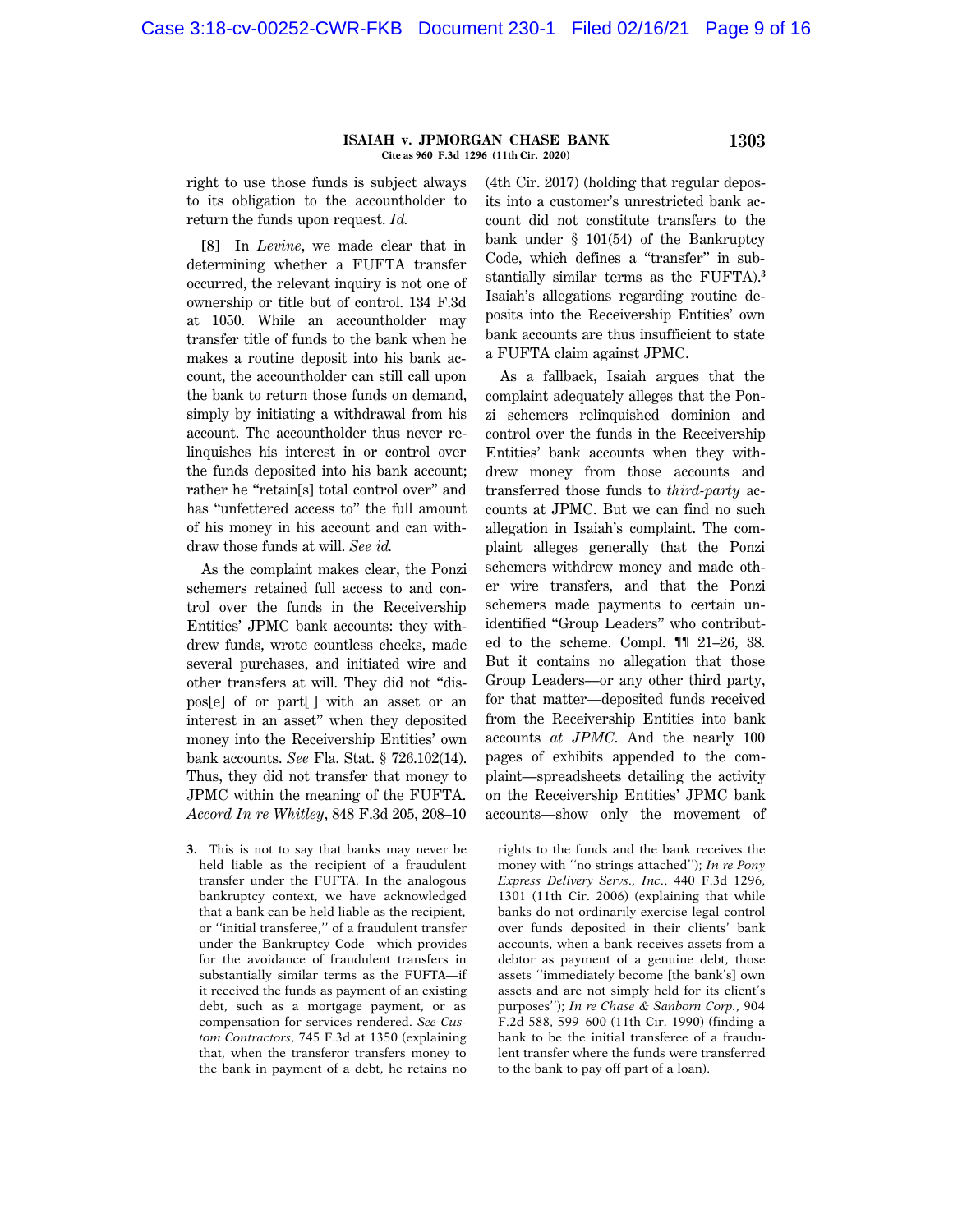right to use those funds is subject always to its obligation to the accountholder to return the funds upon request. *Id.*

**[8]** In *Levine*, we made clear that in determining whether a FUFTA transfer occurred, the relevant inquiry is not one of ownership or title but of control. 134 F.3d at 1050. While an accountholder may transfer title of funds to the bank when he makes a routine deposit into his bank account, the accountholder can still call upon the bank to return those funds on demand, simply by initiating a withdrawal from his account. The accountholder thus never relinquishes his interest in or control over the funds deposited into his bank account; rather he "retain[s] total control over" and has "unfettered access to" the full amount of his money in his account and can withdraw those funds at will. *See id.*

As the complaint makes clear, the Ponzi schemers retained full access to and control over the funds in the Receivership Entities' JPMC bank accounts: they withdrew funds, wrote countless checks, made several purchases, and initiated wire and other transfers at will. They did not "dispos[e] of or part[ ] with an asset or an interest in an asset" when they deposited money into the Receivership Entities' own bank accounts. *See* Fla. Stat. § 726.102(14). Thus, they did not transfer that money to JPMC within the meaning of the FUFTA. *Accord In re Whitley*, 848 F.3d 205, 208–10 (4th Cir. 2017) (holding that regular deposits into a customer's unrestricted bank account did not constitute transfers to the bank under § 101(54) of the Bankruptcy Code, which defines a "transfer" in substantially similar terms as the FUFTA).[3] Isaiah's allegations regarding routine deposits into the Receivership Entities' own bank accounts are thus insufficient to state a FUFTA claim against JPMC.

As a fallback, Isaiah argues that the complaint adequately alleges that the Ponzi schemers relinquished dominion and control over the funds in the Receivership Entities' bank accounts when they withdrew money from those accounts and transferred those funds to *third-party* accounts at JPMC. But we can find no such allegation in Isaiah's complaint. The complaint alleges generally that the Ponzi schemers withdrew money and made other wire transfers, and that the Ponzi schemers made payments to certain unidentified "Group Leaders" who contributed to the scheme. Compl. ¶¶ 21–26, 38. But it contains no allegation that those Group Leaders—or any other third party, for that matter—deposited funds received from the Receivership Entities into bank accounts *at JPMC*. And the nearly 100 pages of exhibits appended to the complaint—spreadsheets detailing the activity on the Receivership Entities' JPMC bank accounts—show only the movement of

**3.** This is not to say that banks may never be held liable as the recipient of a fraudulent transfer under the FUFTA. In the analogous bankruptcy context, we have acknowledged that a bank can be held liable as the recipient, or "initial transferee," of a fraudulent transfer under the Bankruptcy Code—which provides for the avoidance of fraudulent transfers in substantially similar terms as the FUFTA—if it received the funds as payment of an existing debt, such as a mortgage payment, or as compensation for services rendered. *See Custom Contractors*, 745 F.3d at 1350 (explaining that, when the transferor transfers money to the bank in payment of a debt, he retains no rights to the funds and the bank receives the money with "no strings attached"); *In re Pony Express Delivery Servs., Inc.*, 440 F.3d 1296, 1301 (11th Cir. 2006) (explaining that while banks do not ordinarily exercise legal control over funds deposited in their clients' bank accounts, when a bank receives assets from a debtor as payment of a genuine debt, those assets "immediately become [the bank's] own assets and are not simply held for its client's purposes"); *In re Chase & Sanborn Corp.*, 904 F.2d 588, 599–600 (11th Cir. 1990) (finding a bank to be the initial transferee of a fraudulent transfer where the funds were transferred to the bank to pay off part of a loan).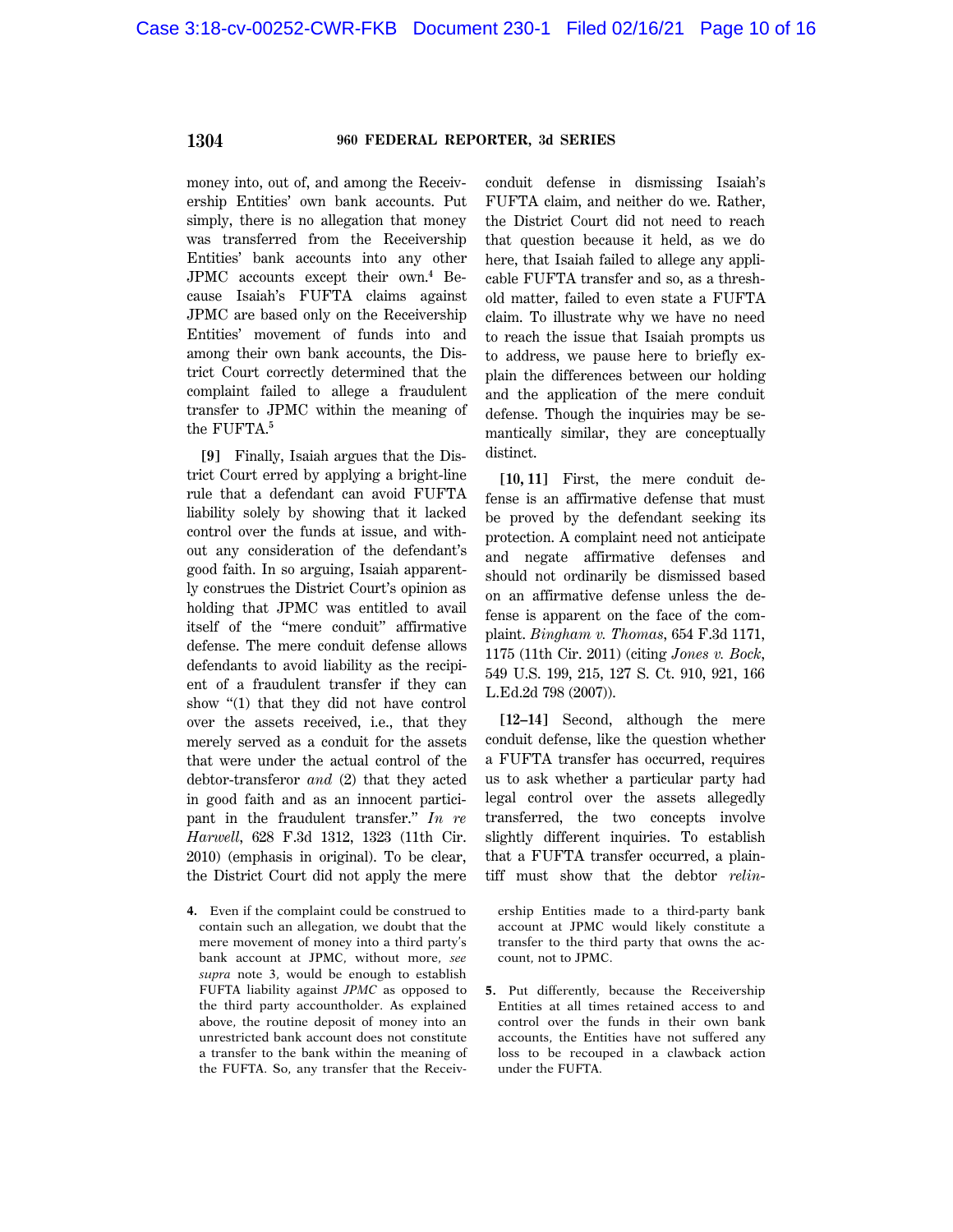money into, out of, and among the Receivership Entities' own bank accounts. Put simply, there is no allegation that money was transferred from the Receivership Entities' bank accounts into any other JPMC accounts except their own.[4] Because Isaiah's FUFTA claims against JPMC are based only on the Receivership Entities' movement of funds into and among their own bank accounts, the District Court correctly determined that the complaint failed to allege a fraudulent transfer to JPMC within the meaning of the FUFTA.[5]

**[9]** Finally, Isaiah argues that the District Court erred by applying a bright-line rule that a defendant can avoid FUFTA liability solely by showing that it lacked control over the funds at issue, and without any consideration of the defendant's good faith. In so arguing, Isaiah apparently construes the District Court's opinion as holding that JPMC was entitled to avail itself of the "mere conduit" affirmative defense. The mere conduit defense allows defendants to avoid liability as the recipient of a fraudulent transfer if they can show "(1) that they did not have control over the assets received, i.e., that they merely served as a conduit for the assets that were under the actual control of the debtor-transferor *and* (2) that they acted in good faith and as an innocent participant in the fraudulent transfer." *In re Harwell*, 628 F.3d 1312, 1323 (11th Cir. 2010) (emphasis in original). To be clear, the District Court did not apply the mere conduit defense in dismissing Isaiah's FUFTA claim, and neither do we. Rather, the District Court did not need to reach that question because it held, as we do here, that Isaiah failed to allege any applicable FUFTA transfer and so, as a threshold matter, failed to even state a FUFTA claim. To illustrate why we have no need to reach the issue that Isaiah prompts us to address, we pause here to briefly explain the differences between our holding and the application of the mere conduit defense. Though the inquiries may be semantically similar, they are conceptually distinct.

**[10, 11]** First, the mere conduit defense is an affirmative defense that must be proved by the defendant seeking its protection. A complaint need not anticipate and negate affirmative defenses and should not ordinarily be dismissed based on an affirmative defense unless the defense is apparent on the face of the complaint. *Bingham v. Thomas*, 654 F.3d 1171, 1175 (11th Cir. 2011) (citing *Jones v. Bock*, 549 U.S. 199, 215, 127 S. Ct. 910, 921, 166 L.Ed.2d 798 (2007)).

**[12–14]** Second, although the mere conduit defense, like the question whether a FUFTA transfer has occurred, requires us to ask whether a particular party had legal control over the assets allegedly transferred, the two concepts involve slightly different inquiries. To establish that a FUFTA transfer occurred, a plaintiff must show that the debtor *relin-*

---

4. Even if the complaint could be construed to contain such an allegation, we doubt that the mere movement of money into a third party's bank account at JPMC, without more, *see supra* note 3, would be enough to establish FUFTA liability against *JPMC* as opposed to the third party accountholder. As explained above, the routine deposit of money into an unrestricted bank account does not constitute a transfer to the bank within the meaning of the FUFTA. So, any transfer that the Receivership Entities made to a third-party bank account at JPMC would likely constitute a transfer to the third party that owns the account, not to JPMC.

5. Put differently, because the Receivership Entities at all times retained access to and control over the funds in their own bank accounts, the Entities have not suffered any loss to be recouped in a clawback action under the FUFTA.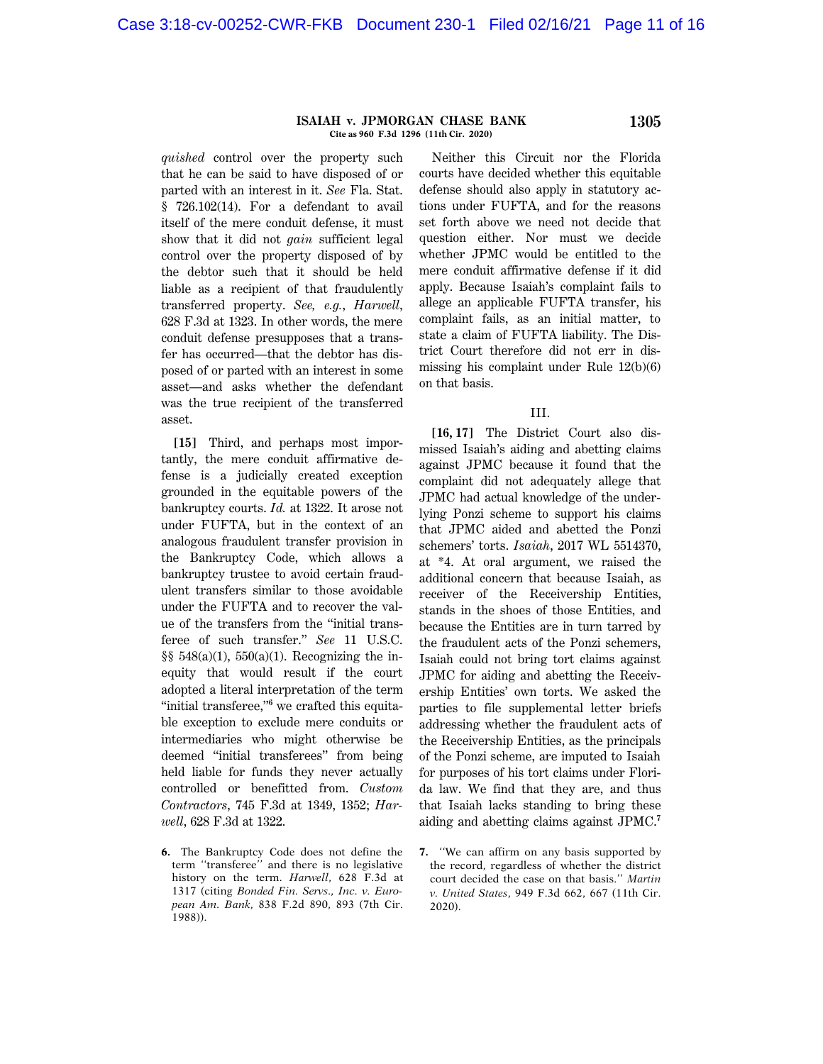*quished* control over the property such that he can be said to have disposed of or parted with an interest in it. *See* Fla. Stat. § 726.102(14). For a defendant to avail itself of the mere conduit defense, it must show that it did not *gain* sufficient legal control over the property disposed of by the debtor such that it should be held liable as a recipient of that fraudulently transferred property. *See, e.g.*, *Harwell*, 628 F.3d at 1323. In other words, the mere conduit defense presupposes that a transfer has occurred—that the debtor has disposed of or parted with an interest in some asset—and asks whether the defendant was the true recipient of the transferred asset.

**[15]** Third, and perhaps most importantly, the mere conduit affirmative defense is a judicially created exception grounded in the equitable powers of the bankruptcy courts. *Id.* at 1322. It arose not under FUFTA, but in the context of an analogous fraudulent transfer provision in the Bankruptcy Code, which allows a bankruptcy trustee to avoid certain fraudulent transfers similar to those avoidable under the FUFTA and to recover the value of the transfers from the "initial transferee of such transfer." *See* 11 U.S.C. §§ 548(a)(1), 550(a)(1). Recognizing the inequity that would result if the court adopted a literal interpretation of the term "initial transferee,"[6] we crafted this equitable exception to exclude mere conduits or intermediaries who might otherwise be deemed "initial transferees" from being held liable for funds they never actually controlled or benefitted from. *Custom Contractors*, 745 F.3d at 1349, 1352; *Harwell*, 628 F.3d at 1322.

Neither this Circuit nor the Florida courts have decided whether this equitable defense should also apply in statutory actions under FUFTA, and for the reasons set forth above we need not decide that question either. Nor must we decide whether JPMC would be entitled to the mere conduit affirmative defense if it did apply. Because Isaiah's complaint fails to allege an applicable FUFTA transfer, his complaint fails, as an initial matter, to state a claim of FUFTA liability. The District Court therefore did not err in dismissing his complaint under Rule 12(b)(6) on that basis.

## III.

**[16, 17]** The District Court also dismissed Isaiah's aiding and abetting claims against JPMC because it found that the complaint did not adequately allege that JPMC had actual knowledge of the underlying Ponzi scheme to support his claims that JPMC aided and abetted the Ponzi schemers' torts. *Isaiah*, 2017 WL 5514370, at *4. At oral argument, we raised the additional concern that because Isaiah, as receiver of the Receivership Entities, stands in the shoes of those Entities, and because the Entities are in turn tarred by the fraudulent acts of the Ponzi schemers, Isaiah could not bring tort claims against JPMC for aiding and abetting the Receivership Entities' own torts. We asked the parties to file supplemental letter briefs addressing whether the fraudulent acts of the Receivership Entities, as the principals of the Ponzi scheme, are imputed to Isaiah for purposes of his tort claims under Florida law. We find that they are, and thus that Isaiah lacks standing to bring these aiding and abetting claims against JPMC.[7]

6. The Bankruptcy Code does not define the term "transferee" and there is no legislative history on the term. *Harwell*, 628 F.3d at 1317 (citing *Bonded Fin. Servs., Inc. v. European Am. Bank*, 838 F.2d 890, 893 (7th Cir. 1988)).

7. "We can affirm on any basis supported by the record, regardless of whether the district court decided the case on that basis." *Martin v. United States*, 949 F.3d 662, 667 (11th Cir. 2020).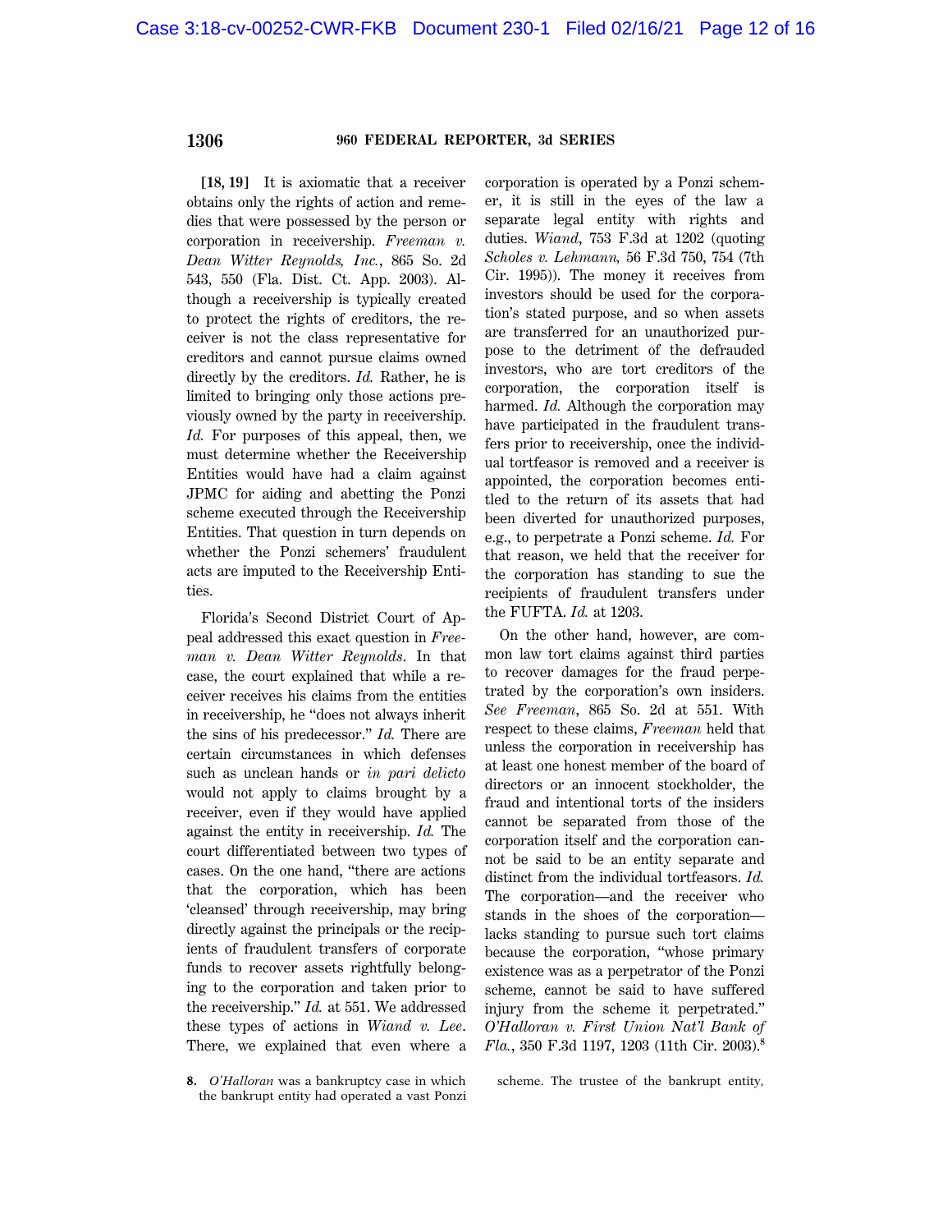**[18, 19]** It is axiomatic that a receiver obtains only the rights of action and remedies that were possessed by the person or corporation in receivership. *Freeman v. Dean Witter Reynolds, Inc.*, 865 So. 2d 543, 550 (Fla. Dist. Ct. App. 2003). Although a receivership is typically created to protect the rights of creditors, the receiver is not the class representative for creditors and cannot pursue claims owned directly by the creditors. *Id.* Rather, he is limited to bringing only those actions previously owned by the party in receivership. *Id.* For purposes of this appeal, then, we must determine whether the Receivership Entities would have had a claim against JPMC for aiding and abetting the Ponzi scheme executed through the Receivership Entities. That question in turn depends on whether the Ponzi schemers' fraudulent acts are imputed to the Receivership Entities.

Florida's Second District Court of Appeal addressed this exact question in *Freeman v. Dean Witter Reynolds*. In that case, the court explained that while a receiver receives his claims from the entities in receivership, he "does not always inherit the sins of his predecessor." *Id.* There are certain circumstances in which defenses such as unclean hands or *in pari delicto* would not apply to claims brought by a receiver, even if they would have applied against the entity in receivership. *Id.* The court differentiated between two types of cases. On the one hand, "there are actions that the corporation, which has been 'cleansed' through receivership, may bring directly against the principals or the recipients of fraudulent transfers of corporate funds to recover assets rightfully belonging to the corporation and taken prior to the receivership." *Id.* at 551. We addressed these types of actions in *Wiand v. Lee*. There, we explained that even where a corporation is operated by a Ponzi schemer, it is still in the eyes of the law a separate legal entity with rights and duties. *Wiand*, 753 F.3d at 1202 (quoting *Scholes v. Lehmann*, 56 F.3d 750, 754 (7th Cir. 1995)). The money it receives from investors should be used for the corporation's stated purpose, and so when assets are transferred for an unauthorized purpose to the detriment of the defrauded investors, who are tort creditors of the corporation, the corporation itself is harmed. *Id.* Although the corporation may have participated in the fraudulent transfers prior to receivership, once the individual tortfeasor is removed and a receiver is appointed, the corporation becomes entitled to the return of its assets that had been diverted for unauthorized purposes, e.g., to perpetrate a Ponzi scheme. *Id.* For that reason, we held that the receiver for the corporation has standing to sue the recipients of fraudulent transfers under the FUFTA. *Id.* at 1203.

On the other hand, however, are common law tort claims against third parties to recover damages for the fraud perpetrated by the corporation's own insiders. *See Freeman*, 865 So. 2d at 551. With respect to these claims, *Freeman* held that unless the corporation in receivership has at least one honest member of the board of directors or an innocent stockholder, the fraud and intentional torts of the insiders cannot be separated from those of the corporation itself and the corporation cannot be said to be an entity separate and distinct from the individual tortfeasors. *Id.* The corporation—and the receiver who stands in the shoes of the corporation—lacks standing to pursue such tort claims because the corporation, "whose primary existence was as a perpetrator of the Ponzi scheme, cannot be said to have suffered injury from the scheme it perpetrated." *O'Halloran v. First Union Nat'l Bank of Fla.*, 350 F.3d 1197, 1203 (11th Cir. 2003).[8]

8. *O'Halloran* was a bankruptcy case in which the bankrupt entity had operated a vast Ponzi scheme. The trustee of the bankrupt entity,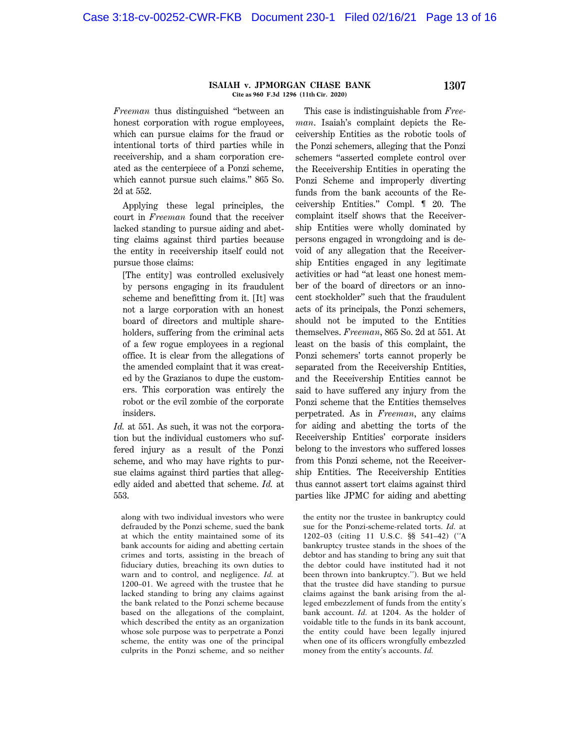*Freeman* thus distinguished "between an honest corporation with rogue employees, which can pursue claims for the fraud or intentional torts of third parties while in receivership, and a sham corporation created as the centerpiece of a Ponzi scheme, which cannot pursue such claims." 865 So. 2d at 552.

Applying these legal principles, the court in *Freeman* found that the receiver lacked standing to pursue aiding and abetting claims against third parties because the entity in receivership itself could not pursue those claims:

> [The entity] was controlled exclusively by persons engaging in its fraudulent scheme and benefitting from it. [It] was not a large corporation with an honest board of directors and multiple shareholders, suffering from the criminal acts of a few rogue employees in a regional office. It is clear from the allegations of the amended complaint that it was created by the Grazianos to dupe the customers. This corporation was entirely the robot or the evil zombie of the corporate insiders.

*Id.* at 551. As such, it was not the corporation but the individual customers who suffered injury as a result of the Ponzi scheme, and who may have rights to pursue claims against third parties that allegedly aided and abetted that scheme. *Id.* at 553.

This case is indistinguishable from *Freeman*. Isaiah's complaint depicts the Receivership Entities as the robotic tools of the Ponzi schemers, alleging that the Ponzi schemers "asserted complete control over the Receivership Entities in operating the Ponzi Scheme and improperly diverting funds from the bank accounts of the Receivership Entities." Compl. ¶ 20. The complaint itself shows that the Receivership Entities were wholly dominated by persons engaged in wrongdoing and is devoid of any allegation that the Receivership Entities engaged in any legitimate activities or had "at least one honest member of the board of directors or an innocent stockholder" such that the fraudulent acts of its principals, the Ponzi schemers, should not be imputed to the Entities themselves. *Freeman*, 865 So. 2d at 551. At least on the basis of this complaint, the Ponzi schemers' torts cannot properly be separated from the Receivership Entities, and the Receivership Entities cannot be said to have suffered any injury from the Ponzi scheme that the Entities themselves perpetrated. As in *Freeman*, any claims for aiding and abetting the torts of the Receivership Entities' corporate insiders belong to the investors who suffered losses from this Ponzi scheme, not the Receivership Entities. The Receivership Entities thus cannot assert tort claims against third parties like JPMC for aiding and abetting

---

along with two individual investors who were defrauded by the Ponzi scheme, sued the bank at which the entity maintained some of its bank accounts for aiding and abetting certain crimes and torts, assisting in the breach of fiduciary duties, breaching its own duties to warn and to control, and negligence. *Id.* at 1200–01. We agreed with the trustee that he lacked standing to bring any claims against the bank related to the Ponzi scheme because based on the allegations of the complaint, which described the entity as an organization whose sole purpose was to perpetrate a Ponzi scheme, the entity was one of the principal culprits in the Ponzi scheme, and so neither the entity nor the trustee in bankruptcy could sue for the Ponzi-scheme-related torts. *Id.* at 1202–03 (citing 11 U.S.C. §§ 541–42) ("A bankruptcy trustee stands in the shoes of the debtor and has standing to bring any suit that the debtor could have instituted had it not been thrown into bankruptcy."). But we held that the trustee did have standing to pursue claims against the bank arising from the alleged embezzlement of funds from the entity's bank account. *Id.* at 1204. As the holder of voidable title to the funds in its bank account, the entity could have been legally injured when one of its officers wrongfully embezzled money from the entity's accounts. *Id.*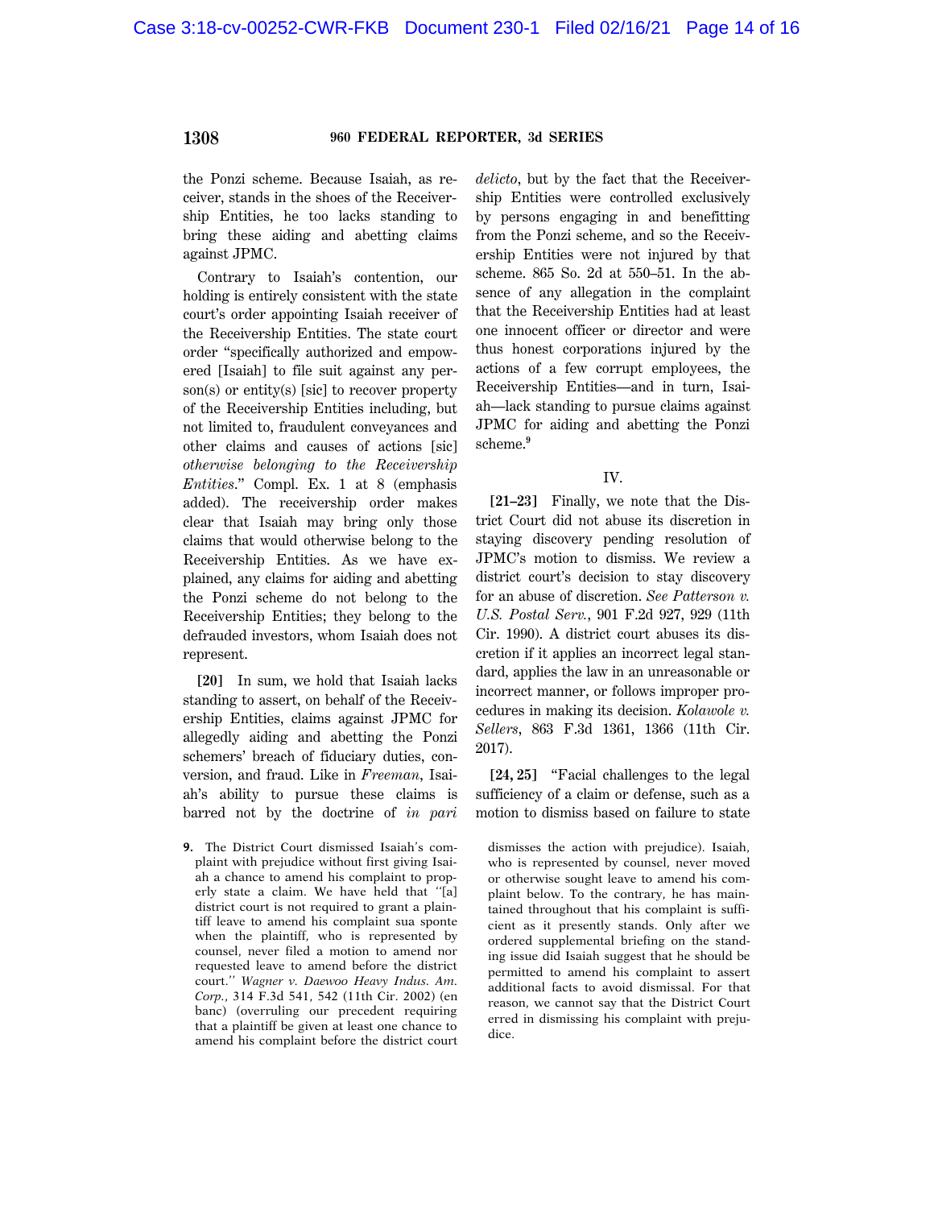the Ponzi scheme. Because Isaiah, as receiver, stands in the shoes of the Receivership Entities, he too lacks standing to bring these aiding and abetting claims against JPMC.

Contrary to Isaiah's contention, our holding is entirely consistent with the state court's order appointing Isaiah receiver of the Receivership Entities. The state court order "specifically authorized and empowered [Isaiah] to file suit against any person(s) or entity(s) [sic] to recover property of the Receivership Entities including, but not limited to, fraudulent conveyances and other claims and causes of actions [sic] *otherwise belonging to the Receivership Entities*." Compl. Ex. 1 at 8 (emphasis added). The receivership order makes clear that Isaiah may bring only those claims that would otherwise belong to the Receivership Entities. As we have explained, any claims for aiding and abetting the Ponzi scheme do not belong to the Receivership Entities; they belong to the defrauded investors, whom Isaiah does not represent.

**[20]** In sum, we hold that Isaiah lacks standing to assert, on behalf of the Receivership Entities, claims against JPMC for allegedly aiding and abetting the Ponzi schemers' breach of fiduciary duties, conversion, and fraud. Like in *Freeman*, Isaiah's ability to pursue these claims is barred not by the doctrine of *in pari delicto*, but by the fact that the Receivership Entities were controlled exclusively by persons engaging in and benefitting from the Ponzi scheme, and so the Receivership Entities were not injured by that scheme. 865 So. 2d at 550–51. In the absence of any allegation in the complaint that the Receivership Entities had at least one innocent officer or director and were thus honest corporations injured by the actions of a few corrupt employees, the Receivership Entities—and in turn, Isaiah—lack standing to pursue claims against JPMC for aiding and abetting the Ponzi scheme.[9]

## IV.

**[21–23]** Finally, we note that the District Court did not abuse its discretion in staying discovery pending resolution of JPMC's motion to dismiss. We review a district court's decision to stay discovery for an abuse of discretion. *See Patterson v. U.S. Postal Serv.*, 901 F.2d 927, 929 (11th Cir. 1990). A district court abuses its discretion if it applies an incorrect legal standard, applies the law in an unreasonable or incorrect manner, or follows improper procedures in making its decision. *Kolawole v. Sellers*, 863 F.3d 1361, 1366 (11th Cir. 2017).

**[24, 25]** "Facial challenges to the legal sufficiency of a claim or defense, such as a motion to dismiss based on failure to state

---

**9.** The District Court dismissed Isaiah's complaint with prejudice without first giving Isaiah a chance to amend his complaint to properly state a claim. We have held that "[a] district court is not required to grant a plaintiff leave to amend his complaint sua sponte when the plaintiff, who is represented by counsel, never filed a motion to amend nor requested leave to amend before the district court." *Wagner v. Daewoo Heavy Indus. Am. Corp.*, 314 F.3d 541, 542 (11th Cir. 2002) (en banc) (overruling our precedent requiring that a plaintiff be given at least one chance to amend his complaint before the district court dismisses the action with prejudice). Isaiah, who is represented by counsel, never moved or otherwise sought leave to amend his complaint below. To the contrary, he has maintained throughout that his complaint is sufficient as it presently stands. Only after we ordered supplemental briefing on the standing issue did Isaiah suggest that he should be permitted to amend his complaint to assert additional facts to avoid dismissal. For that reason, we cannot say that the District Court erred in dismissing his complaint with prejudice.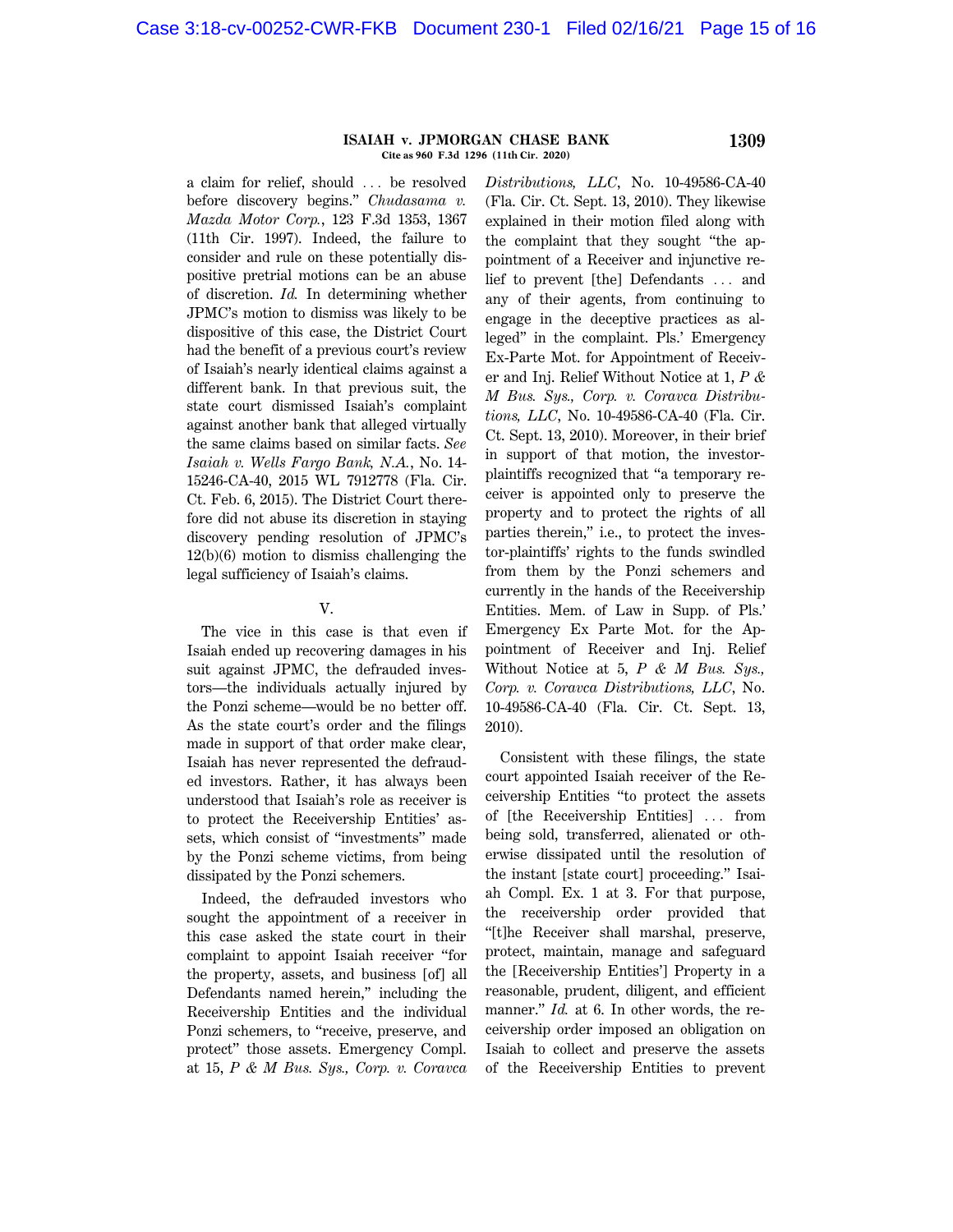a claim for relief, should . . . be resolved before discovery begins." *Chudasama v. Mazda Motor Corp.*, 123 F.3d 1353, 1367 (11th Cir. 1997). Indeed, the failure to consider and rule on these potentially dispositive pretrial motions can be an abuse of discretion. *Id.* In determining whether JPMC's motion to dismiss was likely to be dispositive of this case, the District Court had the benefit of a previous court's review of Isaiah's nearly identical claims against a different bank. In that previous suit, the state court dismissed Isaiah's complaint against another bank that alleged virtually the same claims based on similar facts. *See Isaiah v. Wells Fargo Bank, N.A.*, No. 14-15246-CA-40, 2015 WL 7912778 (Fla. Cir. Ct. Feb. 6, 2015). The District Court therefore did not abuse its discretion in staying discovery pending resolution of JPMC's 12(b)(6) motion to dismiss challenging the legal sufficiency of Isaiah's claims.

## V.

The vice in this case is that even if Isaiah ended up recovering damages in his suit against JPMC, the defrauded investors—the individuals actually injured by the Ponzi scheme—would be no better off. As the state court's order and the filings made in support of that order make clear, Isaiah has never represented the defrauded investors. Rather, it has always been understood that Isaiah's role as receiver is to protect the Receivership Entities' assets, which consist of "investments" made by the Ponzi scheme victims, from being dissipated by the Ponzi schemers.

Indeed, the defrauded investors who sought the appointment of a receiver in this case asked the state court in their complaint to appoint Isaiah receiver "for the property, assets, and business [of] all Defendants named herein," including the Receivership Entities and the individual Ponzi schemers, to "receive, preserve, and protect" those assets. Emergency Compl. at 15, *P & M Bus. Sys., Corp. v. Coravca Distributions, LLC*, No. 10-49586-CA-40 (Fla. Cir. Ct. Sept. 13, 2010). They likewise explained in their motion filed along with the complaint that they sought "the appointment of a Receiver and injunctive relief to prevent [the] Defendants . . . and any of their agents, from continuing to engage in the deceptive practices as alleged" in the complaint. Pls.' Emergency Ex-Parte Mot. for Appointment of Receiver and Inj. Relief Without Notice at 1, *P & M Bus. Sys., Corp. v. Coravca Distributions, LLC*, No. 10-49586-CA-40 (Fla. Cir. Ct. Sept. 13, 2010). Moreover, in their brief in support of that motion, the investor-plaintiffs recognized that "a temporary receiver is appointed only to preserve the property and to protect the rights of all parties therein," i.e., to protect the investor-plaintiffs' rights to the funds swindled from them by the Ponzi schemers and currently in the hands of the Receivership Entities. Mem. of Law in Supp. of Pls.' Emergency Ex Parte Mot. for the Appointment of Receiver and Inj. Relief Without Notice at 5, *P & M Bus. Sys., Corp. v. Coravca Distributions, LLC*, No. 10-49586-CA-40 (Fla. Cir. Ct. Sept. 13, 2010).

Consistent with these filings, the state court appointed Isaiah receiver of the Receivership Entities "to protect the assets of [the Receivership Entities] . . . from being sold, transferred, alienated or otherwise dissipated until the resolution of the instant [state court] proceeding." Isaiah Compl. Ex. 1 at 3. For that purpose, the receivership order provided that "[t]he Receiver shall marshal, preserve, protect, maintain, manage and safeguard the [Receivership Entities'] Property in a reasonable, prudent, diligent, and efficient manner." *Id.* at 6. In other words, the receivership order imposed an obligation on Isaiah to collect and preserve the assets of the Receivership Entities to prevent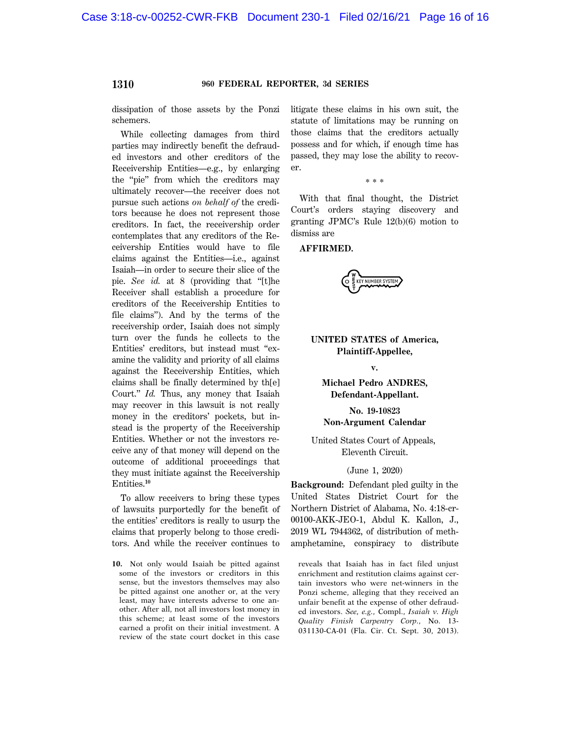dissipation of those assets by the Ponzi schemers.

While collecting damages from third parties may indirectly benefit the defrauded investors and other creditors of the Receivership Entities—e.g., by enlarging the "pie" from which the creditors may ultimately recover—the receiver does not pursue such actions *on behalf of* the creditors because he does not represent those creditors. In fact, the receivership order contemplates that any creditors of the Receivership Entities would have to file claims against the Entities—i.e., against Isaiah—in order to secure their slice of the pie. *See id.* at 8 (providing that "[t]he Receiver shall establish a procedure for creditors of the Receivership Entities to file claims"). And by the terms of the receivership order, Isaiah does not simply turn over the funds he collects to the Entities' creditors, but instead must "examine the validity and priority of all claims against the Receivership Entities, which claims shall be finally determined by th[e] Court." *Id.* Thus, any money that Isaiah may recover in this lawsuit is not really money in the creditors' pockets, but instead is the property of the Receivership Entities. Whether or not the investors receive any of that money will depend on the outcome of additional proceedings that they must initiate against the Receivership Entities.[10]

To allow receivers to bring these types of lawsuits purportedly for the benefit of the entities' creditors is really to usurp the claims that properly belong to those creditors. And while the receiver continues to litigate these claims in his own suit, the statute of limitations may be running on those claims that the creditors actually possess and for which, if enough time has passed, they may lose the ability to recover.

\* \* \*

With that final thought, the District Court's orders staying discovery and granting JPMC's Rule 12(b)(6) motion to dismiss are

**AFFIRMED.**

10. Not only would Isaiah be pitted against some of the investors or creditors in this sense, but the investors themselves may also be pitted against one another or, at the very least, may have interests adverse to one another. After all, not all investors lost money in this scheme; at least some of the investors earned a profit on their initial investment. A review of the state court docket in this case reveals that Isaiah has in fact filed unjust enrichment and restitution claims against certain investors who were net-winners in the Ponzi scheme, alleging that they received an unfair benefit at the expense of other defrauded investors. *See, e.g.*, Compl., *Isaiah v. High Quality Finish Carpentry Corp.*, No. 13-031130-CA-01 (Fla. Cir. Ct. Sept. 30, 2013).

---

**UNITED STATES of America, Plaintiff-Appellee,**

**v.**

**Michael Pedro ANDRES, Defendant-Appellant.**

**No. 19-10823**
**Non-Argument Calendar**

United States Court of Appeals, Eleventh Circuit.

(June 1, 2020)

**Background:** Defendant pled guilty in the United States District Court for the Northern District of Alabama, No. 4:18-cr-00100-AKK-JEO-1, Abdul K. Kallon, J., 2019 WL 7944362, of distribution of methamphetamine, conspiracy to distribute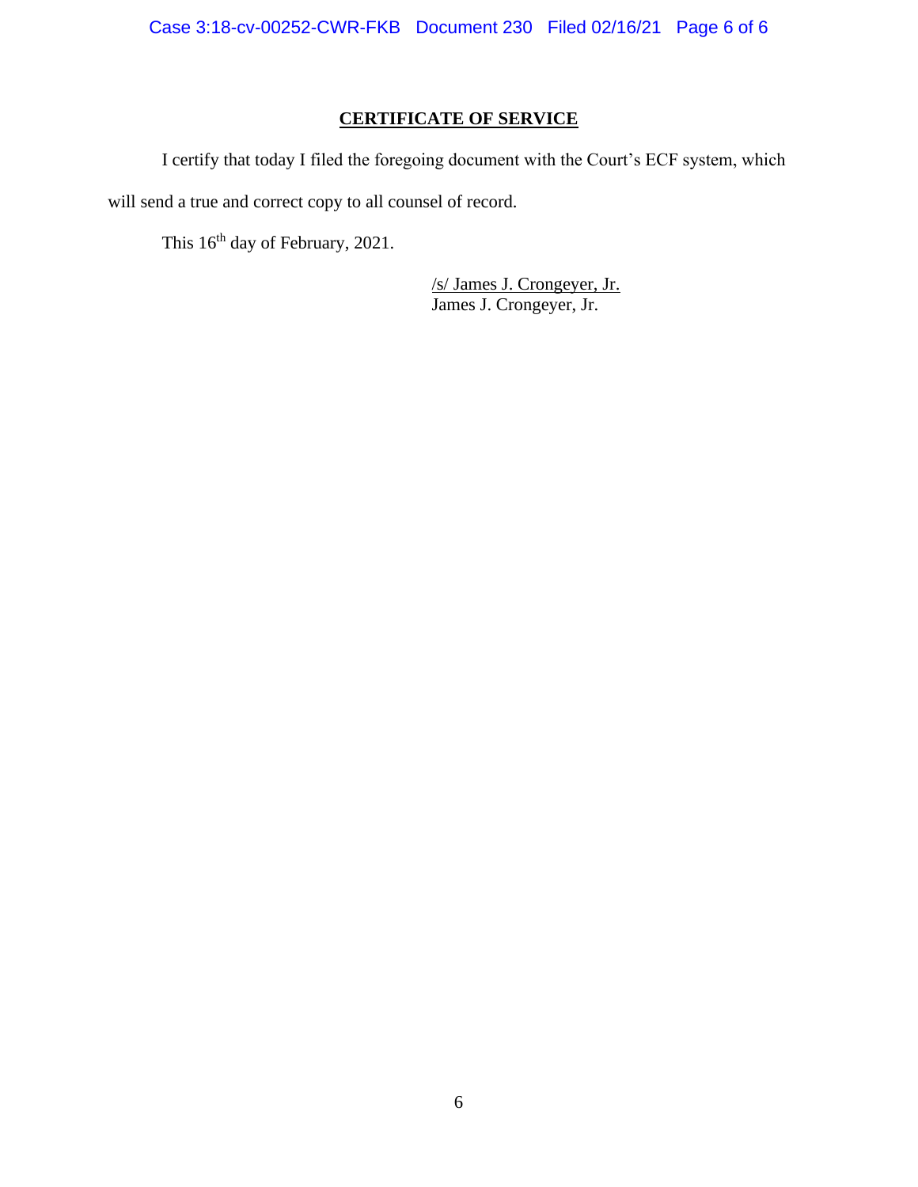## CERTIFICATE OF SERVICE

I certify that today I filed the foregoing document with the Court's ECF system, which will send a true and correct copy to all counsel of record.

This 16th day of February, 2021.

/s/ James J. Crongeyer, Jr.
James J. Crongeyer, Jr.